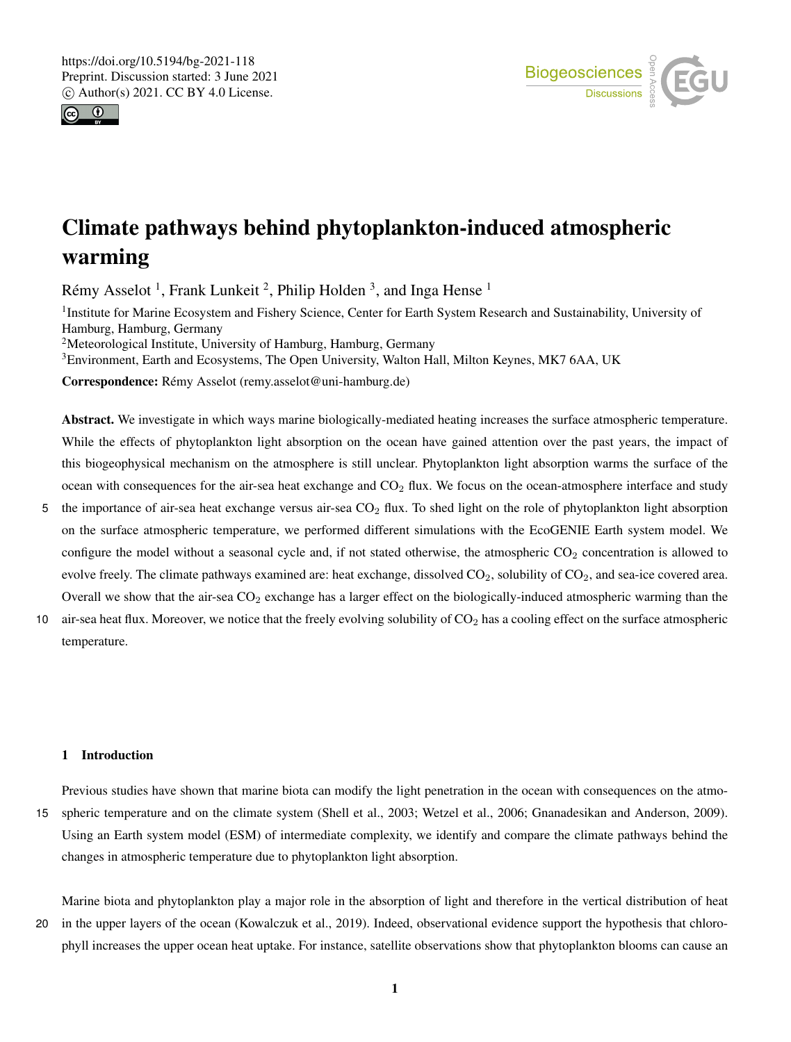# Climate pathways behind phytoplankton-induced atmospheric warming

Rémy Asselot [1], Frank Lunkeit [2], Philip Holden [3], and Inga Hense [1]

[1]Institute for Marine Ecosystem and Fishery Science, Center for Earth System Research and Sustainability, University of Hamburg, Hamburg, Germany

[2]Meteorological Institute, University of Hamburg, Hamburg, Germany

[3]Environment, Earth and Ecosystems, The Open University, Walton Hall, Milton Keynes, MK7 6AA, UK

**Correspondence:** Rémy Asselot (remy.asselot@uni-hamburg.de)

**Abstract.** We investigate in which ways marine biologically-mediated heating increases the surface atmospheric temperature. While the effects of phytoplankton light absorption on the ocean have gained attention over the past years, the impact of this biogeophysical mechanism on the atmosphere is still unclear. Phytoplankton light absorption warms the surface of the ocean with consequences for the air-sea heat exchange and $CO_2$ flux. We focus on the ocean-atmosphere interface and study the importance of air-sea heat exchange versus air-sea $CO_2$ flux. To shed light on the role of phytoplankton light absorption on the surface atmospheric temperature, we performed different simulations with the EcoGENIE Earth system model. We configure the model without a seasonal cycle and, if not stated otherwise, the atmospheric $CO_2$ concentration is allowed to evolve freely. The climate pathways examined are: heat exchange, dissolved $CO_2$, solubility of $CO_2$, and sea-ice covered area. Overall we show that the air-sea $CO_2$ exchange has a larger effect on the biologically-induced atmospheric warming than the air-sea heat flux. Moreover, we notice that the freely evolving solubility of $CO_2$ has a cooling effect on the surface atmospheric temperature.

## 1 Introduction

Previous studies have shown that marine biota can modify the light penetration in the ocean with consequences on the atmospheric temperature and on the climate system (Shell et al., 2003; Wetzel et al., 2006; Gnanadesikan and Anderson, 2009). Using an Earth system model (ESM) of intermediate complexity, we identify and compare the climate pathways behind the changes in atmospheric temperature due to phytoplankton light absorption.

Marine biota and phytoplankton play a major role in the absorption of light and therefore in the vertical distribution of heat in the upper layers of the ocean (Kowalczuk et al., 2019). Indeed, observational evidence support the hypothesis that chlorophyll increases the upper ocean heat uptake. For instance, satellite observations show that phytoplankton blooms can cause an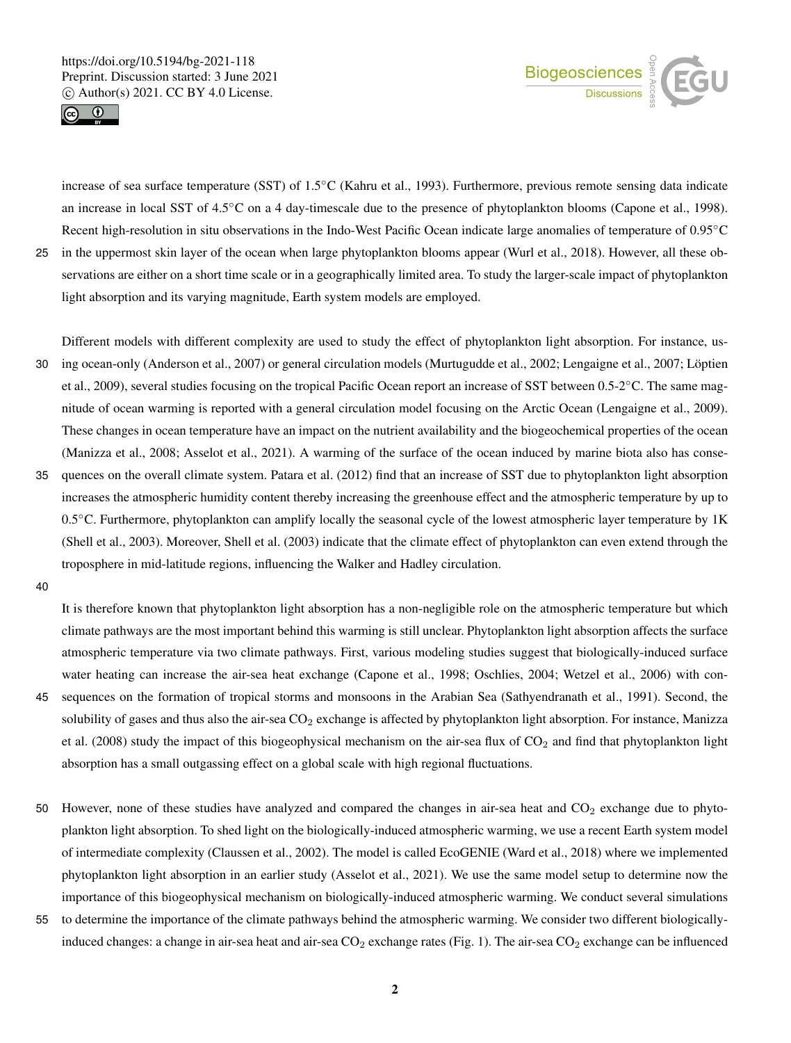increase of sea surface temperature (SST) of 1.5°C (Kahru et al., 1993). Furthermore, previous remote sensing data indicate an increase in local SST of 4.5°C on a 4 day-timescale due to the presence of phytoplankton blooms (Capone et al., 1998). Recent high-resolution in situ observations in the Indo-West Pacific Ocean indicate large anomalies of temperature of 0.95°C in the uppermost skin layer of the ocean when large phytoplankton blooms appear (Wurl et al., 2018). However, all these observations are either on a short time scale or in a geographically limited area. To study the larger-scale impact of phytoplankton light absorption and its varying magnitude, Earth system models are employed.

Different models with different complexity are used to study the effect of phytoplankton light absorption. For instance, using ocean-only (Anderson et al., 2007) or general circulation models (Murtugudde et al., 2002; Lengaigne et al., 2007; Löptien et al., 2009), several studies focusing on the tropical Pacific Ocean report an increase of SST between 0.5-2°C. The same magnitude of ocean warming is reported with a general circulation model focusing on the Arctic Ocean (Lengaigne et al., 2009). These changes in ocean temperature have an impact on the nutrient availability and the biogeochemical properties of the ocean (Manizza et al., 2008; Asselot et al., 2021). A warming of the surface of the ocean induced by marine biota also has consequences on the overall climate system. Patara et al. (2012) find that an increase of SST due to phytoplankton light absorption increases the atmospheric humidity content thereby increasing the greenhouse effect and the atmospheric temperature by up to 0.5°C. Furthermore, phytoplankton can amplify locally the seasonal cycle of the lowest atmospheric layer temperature by 1K (Shell et al., 2003). Moreover, Shell et al. (2003) indicate that the climate effect of phytoplankton can even extend through the troposphere in mid-latitude regions, influencing the Walker and Hadley circulation.

It is therefore known that phytoplankton light absorption has a non-negligible role on the atmospheric temperature but which climate pathways are the most important behind this warming is still unclear. Phytoplankton light absorption affects the surface atmospheric temperature via two climate pathways. First, various modeling studies suggest that biologically-induced surface water heating can increase the air-sea heat exchange (Capone et al., 1998; Oschlies, 2004; Wetzel et al., 2006) with consequences on the formation of tropical storms and monsoons in the Arabian Sea (Sathyendranath et al., 1991). Second, the solubility of gases and thus also the air-sea $CO_2$ exchange is affected by phytoplankton light absorption. For instance, Manizza et al. (2008) study the impact of this biogeophysical mechanism on the air-sea flux of $CO_2$ and find that phytoplankton light absorption has a small outgassing effect on a global scale with high regional fluctuations.

However, none of these studies have analyzed and compared the changes in air-sea heat and $CO_2$ exchange due to phytoplankton light absorption. To shed light on the biologically-induced atmospheric warming, we use a recent Earth system model of intermediate complexity (Claussen et al., 2002). The model is called EcoGENIE (Ward et al., 2018) where we implemented phytoplankton light absorption in an earlier study (Asselot et al., 2021). We use the same model setup to determine now the importance of this biogeophysical mechanism on biologically-induced atmospheric warming. We conduct several simulations to determine the importance of the climate pathways behind the atmospheric warming. We consider two different biologically-induced changes: a change in air-sea heat and air-sea $CO_2$ exchange rates (Fig. 1). The air-sea $CO_2$ exchange can be influenced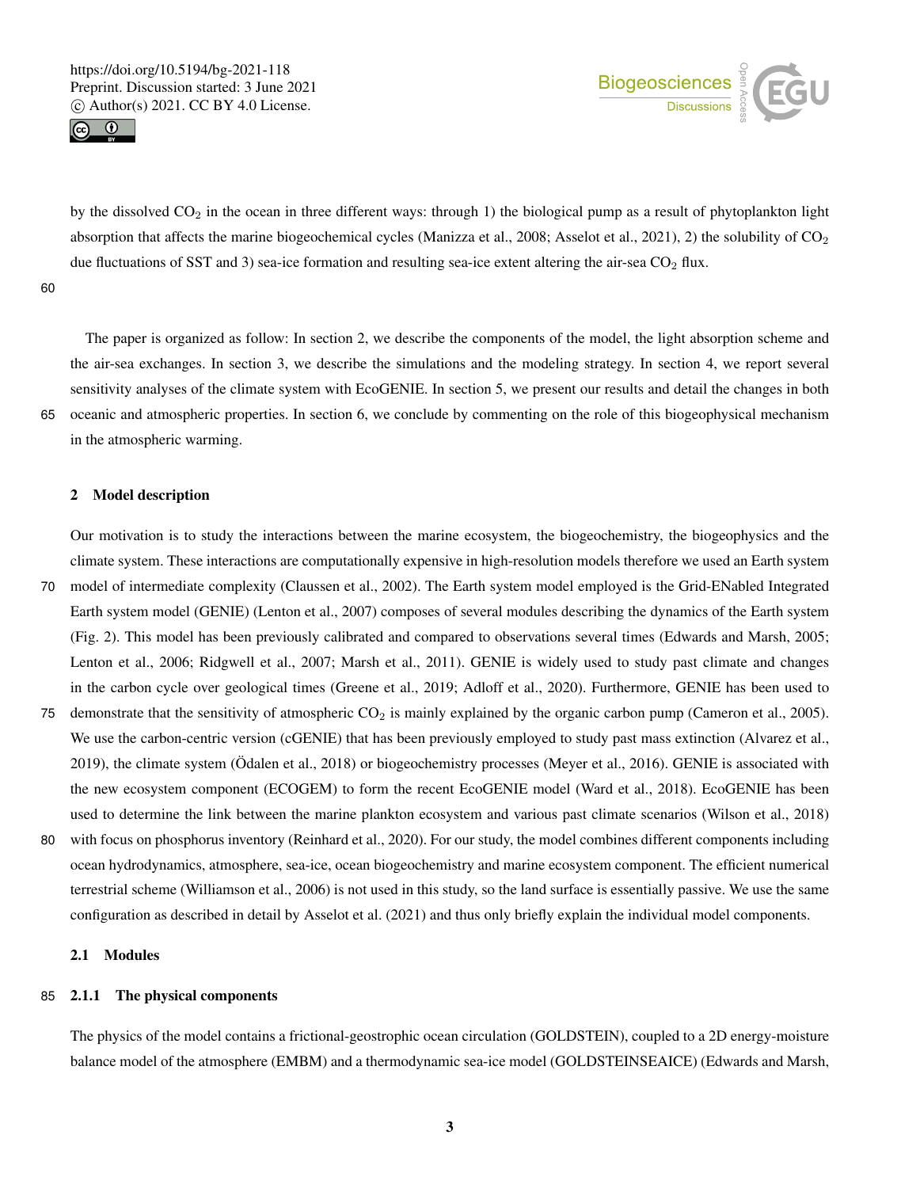by the dissolved $CO_2$ in the ocean in three different ways: through 1) the biological pump as a result of phytoplankton light absorption that affects the marine biogeochemical cycles (Manizza et al., 2008; Asselot et al., 2021), 2) the solubility of $CO_2$ due fluctuations of SST and 3) sea-ice formation and resulting sea-ice extent altering the air-sea $CO_2$ flux.

The paper is organized as follow: In section 2, we describe the components of the model, the light absorption scheme and the air-sea exchanges. In section 3, we describe the simulations and the modeling strategy. In section 4, we report several sensitivity analyses of the climate system with EcoGENIE. In section 5, we present our results and detail the changes in both oceanic and atmospheric properties. In section 6, we conclude by commenting on the role of this biogeophysical mechanism in the atmospheric warming.

## 2 Model description

Our motivation is to study the interactions between the marine ecosystem, the biogeochemistry, the biogeophysics and the climate system. These interactions are computationally expensive in high-resolution models therefore we used an Earth system model of intermediate complexity (Claussen et al., 2002). The Earth system model employed is the Grid-ENabled Integrated Earth system model (GENIE) (Lenton et al., 2007) composes of several modules describing the dynamics of the Earth system (Fig. 2). This model has been previously calibrated and compared to observations several times (Edwards and Marsh, 2005; Lenton et al., 2006; Ridgwell et al., 2007; Marsh et al., 2011). GENIE is widely used to study past climate and changes in the carbon cycle over geological times (Greene et al., 2019; Adloff et al., 2020). Furthermore, GENIE has been used to demonstrate that the sensitivity of atmospheric $CO_2$ is mainly explained by the organic carbon pump (Cameron et al., 2005). We use the carbon-centric version (cGENIE) that has been previously employed to study past mass extinction (Alvarez et al., 2019), the climate system (Ödalen et al., 2018) or biogeochemistry processes (Meyer et al., 2016). GENIE is associated with the new ecosystem component (ECOGEM) to form the recent EcoGENIE model (Ward et al., 2018). EcoGENIE has been used to determine the link between the marine plankton ecosystem and various past climate scenarios (Wilson et al., 2018) with focus on phosphorus inventory (Reinhard et al., 2020). For our study, the model combines different components including ocean hydrodynamics, atmosphere, sea-ice, ocean biogeochemistry and marine ecosystem component. The efficient numerical terrestrial scheme (Williamson et al., 2006) is not used in this study, so the land surface is essentially passive. We use the same configuration as described in detail by Asselot et al. (2021) and thus only briefly explain the individual model components.

### 2.1 Modules

#### 2.1.1 The physical components

The physics of the model contains a frictional-geostrophic ocean circulation (GOLDSTEIN), coupled to a 2D energy-moisture balance model of the atmosphere (EMBM) and a thermodynamic sea-ice model (GOLDSTEINSEAICE) (Edwards and Marsh,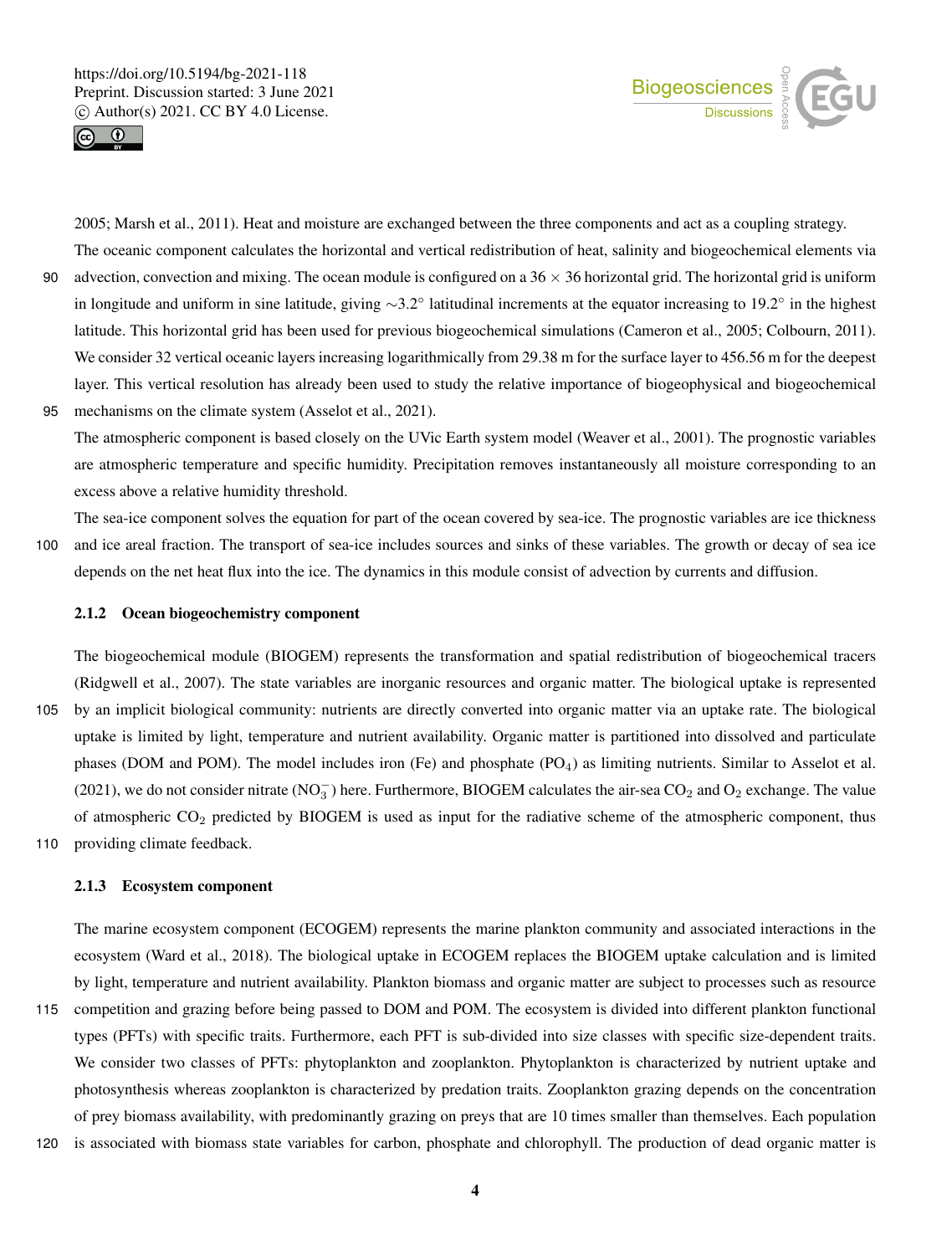2005; Marsh et al., 2011). Heat and moisture are exchanged between the three components and act as a coupling strategy.

The oceanic component calculates the horizontal and vertical redistribution of heat, salinity and biogeochemical elements via advection, convection and mixing. The ocean module is configured on a $36 \times 36$ horizontal grid. The horizontal grid is uniform in longitude and uniform in sine latitude, giving ~3.2° latitudinal increments at the equator increasing to 19.2° in the highest latitude. This horizontal grid has been used for previous biogeochemical simulations (Cameron et al., 2005; Colbourn, 2011). We consider 32 vertical oceanic layers increasing logarithmically from 29.38 m for the surface layer to 456.56 m for the deepest layer. This vertical resolution has already been used to study the relative importance of biogeophysical and biogeochemical mechanisms on the climate system (Asselot et al., 2021).

The atmospheric component is based closely on the UVic Earth system model (Weaver et al., 2001). The prognostic variables are atmospheric temperature and specific humidity. Precipitation removes instantaneously all moisture corresponding to an excess above a relative humidity threshold.

The sea-ice component solves the equation for part of the ocean covered by sea-ice. The prognostic variables are ice thickness and ice areal fraction. The transport of sea-ice includes sources and sinks of these variables. The growth or decay of sea ice depends on the net heat flux into the ice. The dynamics in this module consist of advection by currents and diffusion.

### 2.1.2 Ocean biogeochemistry component

The biogeochemical module (BIOGEM) represents the transformation and spatial redistribution of biogeochemical tracers (Ridgwell et al., 2007). The state variables are inorganic resources and organic matter. The biological uptake is represented by an implicit biological community: nutrients are directly converted into organic matter via an uptake rate. The biological uptake is limited by light, temperature and nutrient availability. Organic matter is partitioned into dissolved and particulate phases (DOM and POM). The model includes iron (Fe) and phosphate ($PO_4$) as limiting nutrients. Similar to Asselot et al. (2021), we do not consider nitrate ($NO_3^-$) here. Furthermore, BIOGEM calculates the air-sea $CO_2$ and $O_2$ exchange. The value of atmospheric $CO_2$ predicted by BIOGEM is used as input for the radiative scheme of the atmospheric component, thus providing climate feedback.

### 2.1.3 Ecosystem component

The marine ecosystem component (ECOGEM) represents the marine plankton community and associated interactions in the ecosystem (Ward et al., 2018). The biological uptake in ECOGEM replaces the BIOGEM uptake calculation and is limited by light, temperature and nutrient availability. Plankton biomass and organic matter are subject to processes such as resource competition and grazing before being passed to DOM and POM. The ecosystem is divided into different plankton functional types (PFTs) with specific traits. Furthermore, each PFT is sub-divided into size classes with specific size-dependent traits. We consider two classes of PFTs: phytoplankton and zooplankton. Phytoplankton is characterized by nutrient uptake and photosynthesis whereas zooplankton is characterized by predation traits. Zooplankton grazing depends on the concentration of prey biomass availability, with predominantly grazing on preys that are 10 times smaller than themselves. Each population is associated with biomass state variables for carbon, phosphate and chlorophyll. The production of dead organic matter is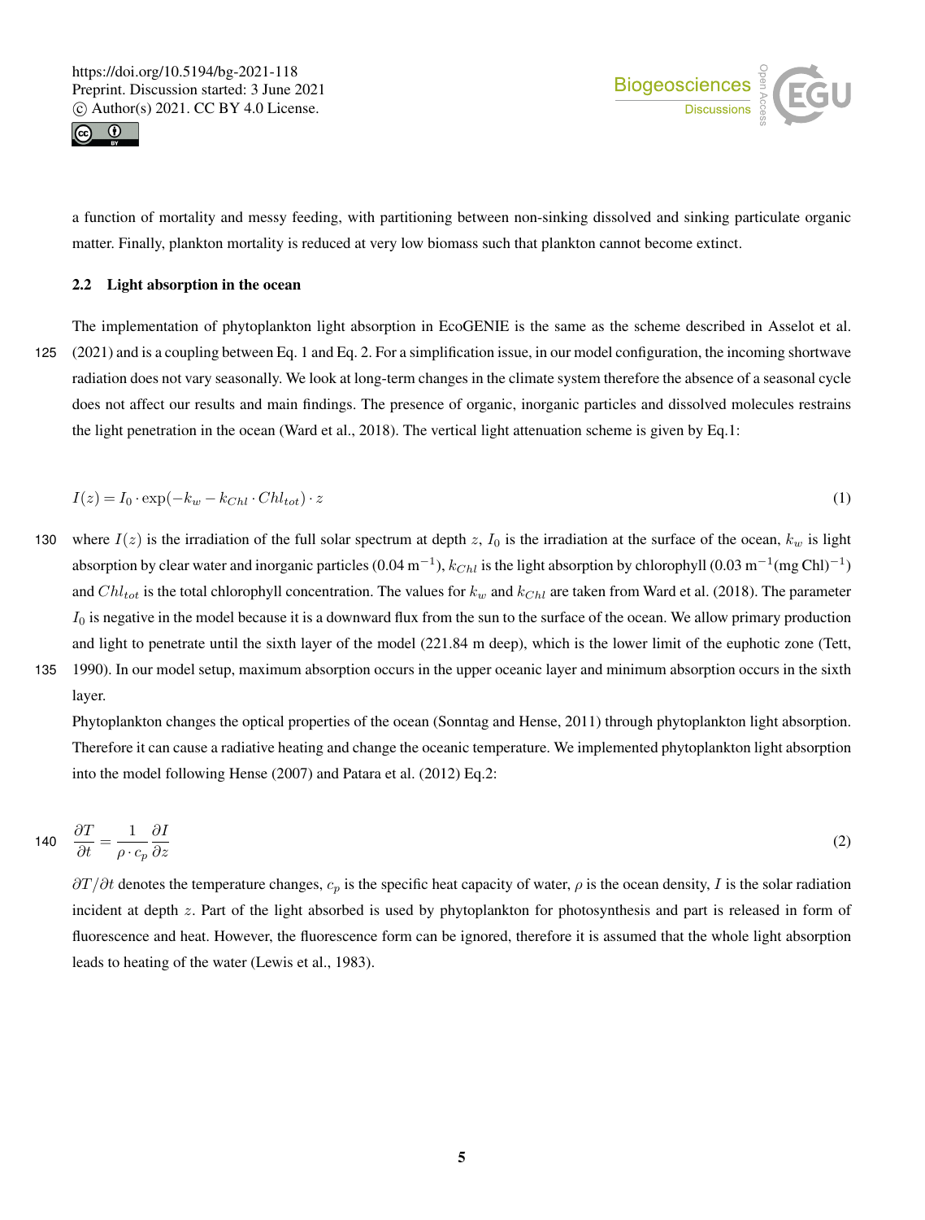a function of mortality and messy feeding, with partitioning between non-sinking dissolved and sinking particulate organic matter. Finally, plankton mortality is reduced at very low biomass such that plankton cannot become extinct.

### 2.2 Light absorption in the ocean

The implementation of phytoplankton light absorption in EcoGENIE is the same as the scheme described in Asselot et al. (2021) and is a coupling between Eq. 1 and Eq. 2. For a simplification issue, in our model configuration, the incoming shortwave radiation does not vary seasonally. We look at long-term changes in the climate system therefore the absence of a seasonal cycle does not affect our results and main findings. The presence of organic, inorganic particles and dissolved molecules restrains the light penetration in the ocean (Ward et al., 2018). The vertical light attenuation scheme is given by Eq.1:

$$I(z) = I_0 \cdot \exp(-k_w - k_{Chl} \cdot Chl_{tot}) \cdot z \tag{1}$$

where $I(z)$ is the irradiation of the full solar spectrum at depth $z$, $I_0$ is the irradiation at the surface of the ocean, $k_w$ is light absorption by clear water and inorganic particles (0.04 $m^{-1}$), $k_{Chl}$ is the light absorption by chlorophyll (0.03 $m^{-1}(\text{mg Chl})^{-1}$) and $Chl_{tot}$ is the total chlorophyll concentration. The values for $k_w$ and $k_{Chl}$ are taken from Ward et al. (2018). The parameter $I_0$ is negative in the model because it is a downward flux from the sun to the surface of the ocean. We allow primary production and light to penetrate until the sixth layer of the model (221.84 m deep), which is the lower limit of the euphotic zone (Tett, 1990). In our model setup, maximum absorption occurs in the upper oceanic layer and minimum absorption occurs in the sixth layer.

Phytoplankton changes the optical properties of the ocean (Sonntag and Hense, 2011) through phytoplankton light absorption. Therefore it can cause a radiative heating and change the oceanic temperature. We implemented phytoplankton light absorption into the model following Hense (2007) and Patara et al. (2012) Eq.2:

$$\frac{\partial T}{\partial t} = \frac{1}{\rho \cdot c_p} \frac{\partial I}{\partial z} \tag{2}$$

$\partial T / \partial t$ denotes the temperature changes, $c_p$ is the specific heat capacity of water, $\rho$ is the ocean density, $I$ is the solar radiation incident at depth $z$. Part of the light absorbed is used by phytoplankton for photosynthesis and part is released in form of fluorescence and heat. However, the fluorescence form can be ignored, therefore it is assumed that the whole light absorption leads to heating of the water (Lewis et al., 1983).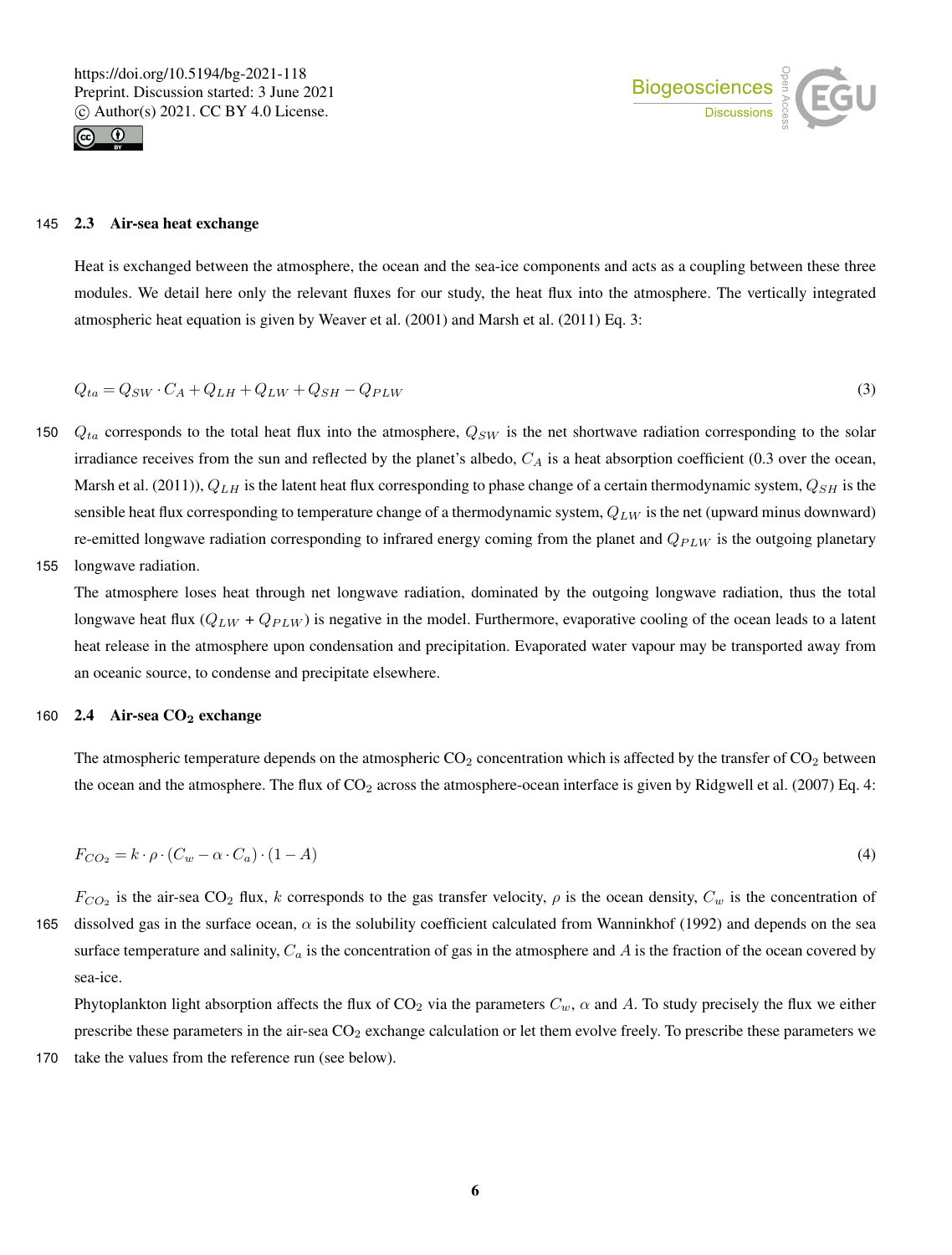### 2.3 Air-sea heat exchange

Heat is exchanged between the atmosphere, the ocean and the sea-ice components and acts as a coupling between these three modules. We detail here only the relevant fluxes for our study, the heat flux into the atmosphere. The vertically integrated atmospheric heat equation is given by Weaver et al. (2001) and Marsh et al. (2011) Eq. 3:

$$Q_{ta} = Q_{SW} \cdot C_A + Q_{LH} + Q_{LW} + Q_{SH} - Q_{PLW} \tag{3}$$

$Q_{ta}$ corresponds to the total heat flux into the atmosphere, $Q_{SW}$ is the net shortwave radiation corresponding to the solar irradiance receives from the sun and reflected by the planet's albedo, $C_A$ is a heat absorption coefficient (0.3 over the ocean, Marsh et al. (2011)), $Q_{LH}$ is the latent heat flux corresponding to phase change of a certain thermodynamic system, $Q_{SH}$ is the sensible heat flux corresponding to temperature change of a thermodynamic system, $Q_{LW}$ is the net (upward minus downward) re-emitted longwave radiation corresponding to infrared energy coming from the planet and $Q_{PLW}$ is the outgoing planetary longwave radiation.

The atmosphere loses heat through net longwave radiation, dominated by the outgoing longwave radiation, thus the total longwave heat flux ($Q_{LW}$ + $Q_{PLW}$) is negative in the model. Furthermore, evaporative cooling of the ocean leads to a latent heat release in the atmosphere upon condensation and precipitation. Evaporated water vapour may be transported away from an oceanic source, to condense and precipitate elsewhere.

### 2.4 Air-sea $CO_2$ exchange

The atmospheric temperature depends on the atmospheric $CO_2$ concentration which is affected by the transfer of $CO_2$ between the ocean and the atmosphere. The flux of $CO_2$ across the atmosphere-ocean interface is given by Ridgwell et al. (2007) Eq. 4:

$$F_{CO_2} = k \cdot \rho \cdot (C_w - \alpha \cdot C_a) \cdot (1 - A) \tag{4}$$

$F_{CO_2}$ is the air-sea $CO_2$ flux, $k$ corresponds to the gas transfer velocity, $\rho$ is the ocean density, $C_w$ is the concentration of dissolved gas in the surface ocean, $\alpha$ is the solubility coefficient calculated from Wanninkhof (1992) and depends on the sea surface temperature and salinity, $C_a$ is the concentration of gas in the atmosphere and $A$ is the fraction of the ocean covered by sea-ice.

Phytoplankton light absorption affects the flux of $CO_2$ via the parameters $C_w$, $\alpha$ and $A$. To study precisely the flux we either prescribe these parameters in the air-sea $CO_2$ exchange calculation or let them evolve freely. To prescribe these parameters we take the values from the reference run (see below).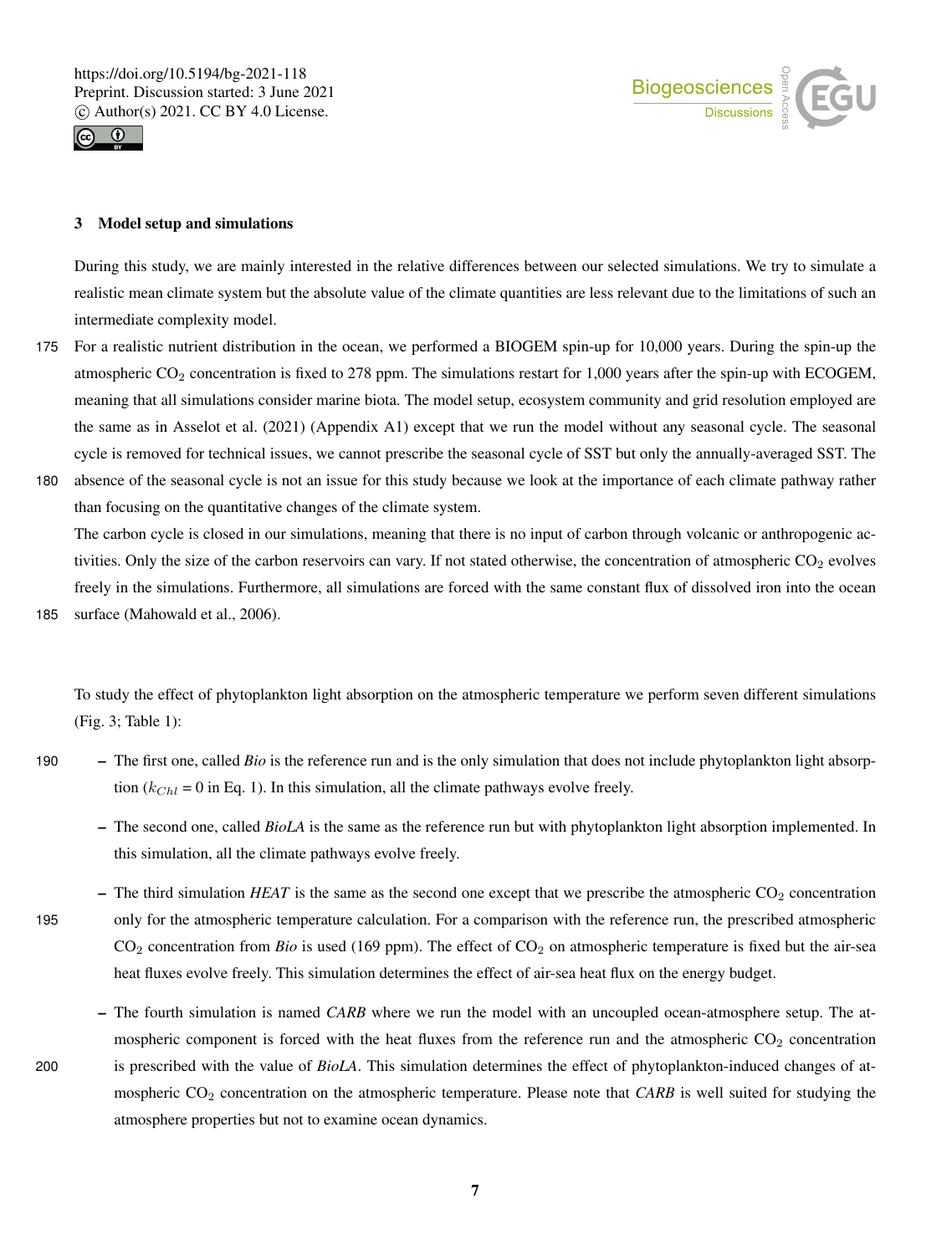## 3 Model setup and simulations

During this study, we are mainly interested in the relative differences between our selected simulations. We try to simulate a realistic mean climate system but the absolute value of the climate quantities are less relevant due to the limitations of such an intermediate complexity model.

For a realistic nutrient distribution in the ocean, we performed a BIOGEM spin-up for 10,000 years. During the spin-up the atmospheric $CO_2$ concentration is fixed to 278 ppm. The simulations restart for 1,000 years after the spin-up with ECOGEM, meaning that all simulations consider marine biota. The model setup, ecosystem community and grid resolution employed are the same as in Asselot et al. (2021) (Appendix A1) except that we run the model without any seasonal cycle. The seasonal cycle is removed for technical issues, we cannot prescribe the seasonal cycle of SST but only the annually-averaged SST. The absence of the seasonal cycle is not an issue for this study because we look at the importance of each climate pathway rather than focusing on the quantitative changes of the climate system.

The carbon cycle is closed in our simulations, meaning that there is no input of carbon through volcanic or anthropogenic activities. Only the size of the carbon reservoirs can vary. If not stated otherwise, the concentration of atmospheric $CO_2$ evolves freely in the simulations. Furthermore, all simulations are forced with the same constant flux of dissolved iron into the ocean surface (Mahowald et al., 2006).

To study the effect of phytoplankton light absorption on the atmospheric temperature we perform seven different simulations (Fig. 3; Table 1):

- The first one, called *Bio* is the reference run and is the only simulation that does not include phytoplankton light absorption ($k_{Chl}$ = 0 in Eq. 1). In this simulation, all the climate pathways evolve freely.
- The second one, called *BioLA* is the same as the reference run but with phytoplankton light absorption implemented. In this simulation, all the climate pathways evolve freely.
- The third simulation *HEAT* is the same as the second one except that we prescribe the atmospheric $CO_2$ concentration only for the atmospheric temperature calculation. For a comparison with the reference run, the prescribed atmospheric $CO_2$ concentration from *Bio* is used (169 ppm). The effect of $CO_2$ on atmospheric temperature is fixed but the air-sea heat fluxes evolve freely. This simulation determines the effect of air-sea heat flux on the energy budget.
- The fourth simulation is named *CARB* where we run the model with an uncoupled ocean-atmosphere setup. The atmospheric component is forced with the heat fluxes from the reference run and the atmospheric $CO_2$ concentration is prescribed with the value of *BioLA*. This simulation determines the effect of phytoplankton-induced changes of atmospheric $CO_2$ concentration on the atmospheric temperature. Please note that *CARB* is well suited for studying the atmosphere properties but not to examine ocean dynamics.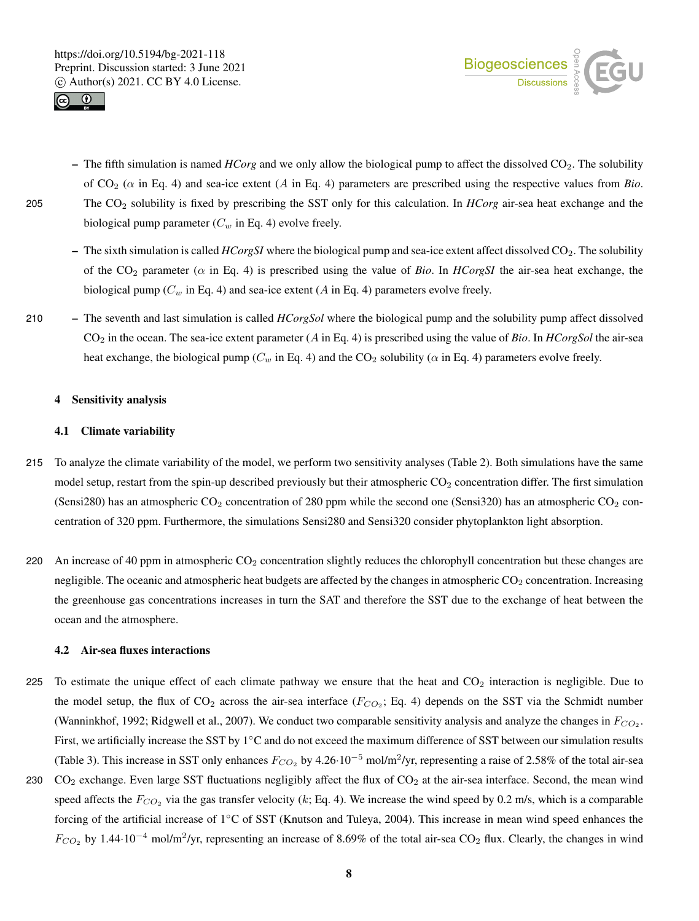- The fifth simulation is named *HCorg* and we only allow the biological pump to affect the dissolved $CO_2$. The solubility of $CO_2$ ($\alpha$ in Eq. 4) and sea-ice extent ($A$ in Eq. 4) parameters are prescribed using the respective values from *Bio*. The $CO_2$ solubility is fixed by prescribing the SST only for this calculation. In *HCorg* air-sea heat exchange and the biological pump parameter ($C_w$ in Eq. 4) evolve freely.
- The sixth simulation is called *HCorgSI* where the biological pump and sea-ice extent affect dissolved $CO_2$. The solubility of the $CO_2$ parameter ($\alpha$ in Eq. 4) is prescribed using the value of *Bio*. In *HCorgSI* the air-sea heat exchange, the biological pump ($C_w$ in Eq. 4) and sea-ice extent ($A$ in Eq. 4) parameters evolve freely.
- The seventh and last simulation is called *HCorgSol* where the biological pump and the solubility pump affect dissolved $CO_2$ in the ocean. The sea-ice extent parameter ($A$ in Eq. 4) is prescribed using the value of *Bio*. In *HCorgSol* the air-sea heat exchange, the biological pump ($C_w$ in Eq. 4) and the $CO_2$ solubility ($\alpha$ in Eq. 4) parameters evolve freely.

## 4 Sensitivity analysis

### 4.1 Climate variability

To analyze the climate variability of the model, we perform two sensitivity analyses (Table 2). Both simulations have the same model setup, restart from the spin-up described previously but their atmospheric $CO_2$ concentration differ. The first simulation (Sensi280) has an atmospheric $CO_2$ concentration of 280 ppm while the second one (Sensi320) has an atmospheric $CO_2$ concentration of 320 ppm. Furthermore, the simulations Sensi280 and Sensi320 consider phytoplankton light absorption.

An increase of 40 ppm in atmospheric $CO_2$ concentration slightly reduces the chlorophyll concentration but these changes are negligible. The oceanic and atmospheric heat budgets are affected by the changes in atmospheric $CO_2$ concentration. Increasing the greenhouse gas concentrations increases in turn the SAT and therefore the SST due to the exchange of heat between the ocean and the atmosphere.

### 4.2 Air-sea fluxes interactions

To estimate the unique effect of each climate pathway we ensure that the heat and $CO_2$ interaction is negligible. Due to the model setup, the flux of $CO_2$ across the air-sea interface ($F_{CO_2}$; Eq. 4) depends on the SST via the Schmidt number (Wanninkhof, 1992; Ridgwell et al., 2007). We conduct two comparable sensitivity analysis and analyze the changes in $F_{CO_2}$. First, we artificially increase the SST by 1°C and do not exceed the maximum difference of SST between our simulation results (Table 3). This increase in SST only enhances $F_{CO_2}$ by $4.26{\cdot}10^{-5}$ mol/m$^2$/yr, representing a raise of 2.58% of the total air-sea $CO_2$ exchange. Even large SST fluctuations negligibly affect the flux of $CO_2$ at the air-sea interface. Second, the mean wind speed affects the $F_{CO_2}$ via the gas transfer velocity ($k$; Eq. 4). We increase the wind speed by 0.2 m/s, which is a comparable forcing of the artificial increase of 1°C of SST (Knutson and Tuleya, 2004). This increase in mean wind speed enhances the $F_{CO_2}$ by $1.44{\cdot}10^{-4}$ mol/m$^2$/yr, representing an increase of 8.69% of the total air-sea $CO_2$ flux. Clearly, the changes in wind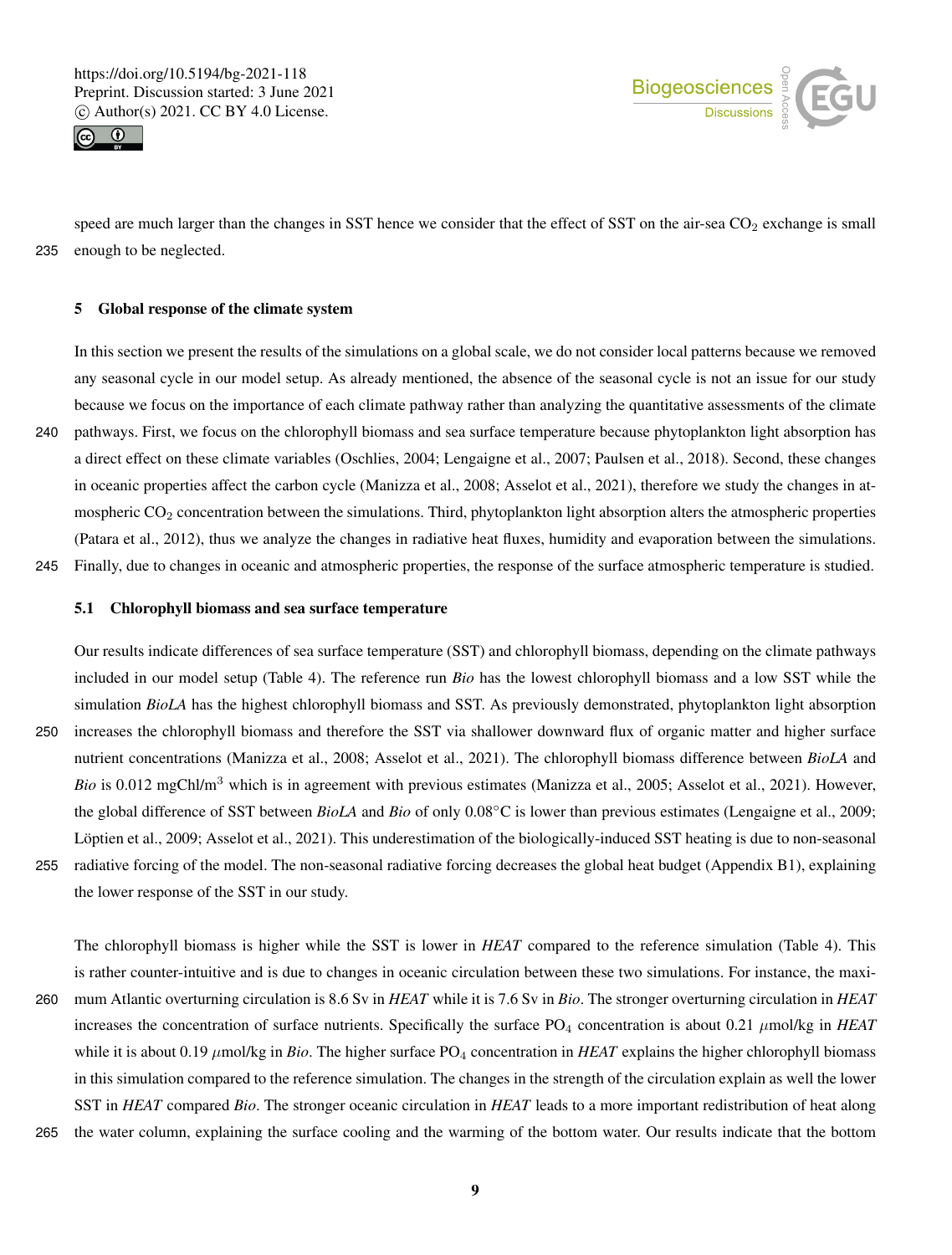speed are much larger than the changes in SST hence we consider that the effect of SST on the air-sea $CO_2$ exchange is small enough to be neglected.

## 5 Global response of the climate system

In this section we present the results of the simulations on a global scale, we do not consider local patterns because we removed any seasonal cycle in our model setup. As already mentioned, the absence of the seasonal cycle is not an issue for our study because we focus on the importance of each climate pathway rather than analyzing the quantitative assessments of the climate pathways. First, we focus on the chlorophyll biomass and sea surface temperature because phytoplankton light absorption has a direct effect on these climate variables (Oschlies, 2004; Lengaigne et al., 2007; Paulsen et al., 2018). Second, these changes in oceanic properties affect the carbon cycle (Manizza et al., 2008; Asselot et al., 2021), therefore we study the changes in atmospheric $CO_2$ concentration between the simulations. Third, phytoplankton light absorption alters the atmospheric properties (Patara et al., 2012), thus we analyze the changes in radiative heat fluxes, humidity and evaporation between the simulations. Finally, due to changes in oceanic and atmospheric properties, the response of the surface atmospheric temperature is studied.

### 5.1 Chlorophyll biomass and sea surface temperature

Our results indicate differences of sea surface temperature (SST) and chlorophyll biomass, depending on the climate pathways included in our model setup (Table 4). The reference run *Bio* has the lowest chlorophyll biomass and a low SST while the simulation *BioLA* has the highest chlorophyll biomass and SST. As previously demonstrated, phytoplankton light absorption increases the chlorophyll biomass and therefore the SST via shallower downward flux of organic matter and higher surface nutrient concentrations (Manizza et al., 2008; Asselot et al., 2021). The chlorophyll biomass difference between *BioLA* and *Bio* is 0.012 $\text{mgChl/m}^3$ which is in agreement with previous estimates (Manizza et al., 2005; Asselot et al., 2021). However, the global difference of SST between *BioLA* and *Bio* of only 0.08°C is lower than previous estimates (Lengaigne et al., 2009; Löptien et al., 2009; Asselot et al., 2021). This underestimation of the biologically-induced SST heating is due to non-seasonal radiative forcing of the model. The non-seasonal radiative forcing decreases the global heat budget (Appendix B1), explaining the lower response of the SST in our study.

The chlorophyll biomass is higher while the SST is lower in *HEAT* compared to the reference simulation (Table 4). This is rather counter-intuitive and is due to changes in oceanic circulation between these two simulations. For instance, the maximum Atlantic overturning circulation is 8.6 Sv in *HEAT* while it is 7.6 Sv in *Bio*. The stronger overturning circulation in *HEAT* increases the concentration of surface nutrients. Specifically the surface $PO_4$ concentration is about 0.21 $\mu$mol/kg in *HEAT* while it is about 0.19 $\mu$mol/kg in *Bio*. The higher surface $PO_4$ concentration in *HEAT* explains the higher chlorophyll biomass in this simulation compared to the reference simulation. The changes in the strength of the circulation explain as well the lower SST in *HEAT* compared *Bio*. The stronger oceanic circulation in *HEAT* leads to a more important redistribution of heat along the water column, explaining the surface cooling and the warming of the bottom water. Our results indicate that the bottom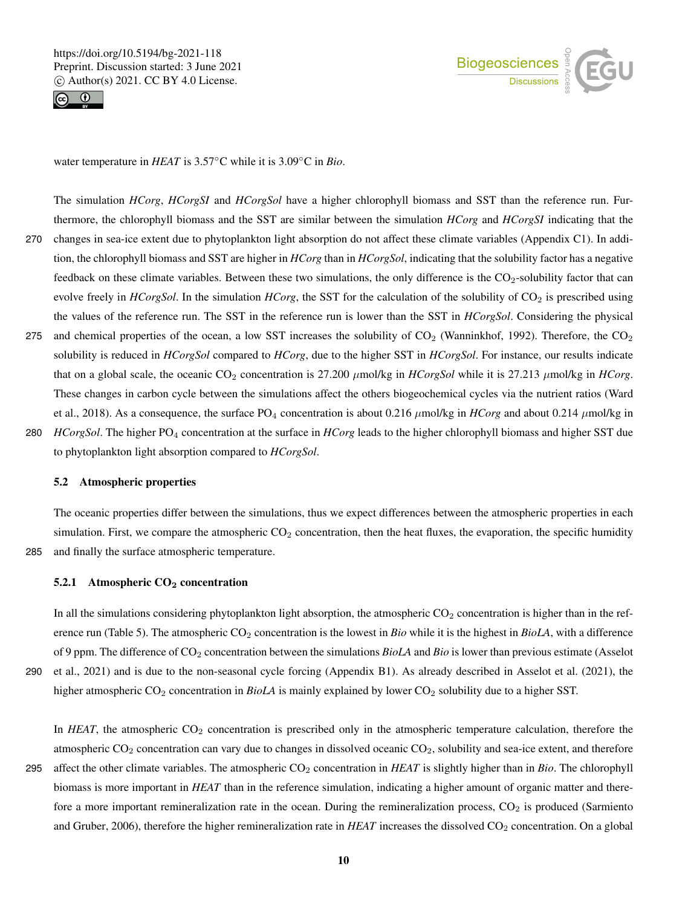water temperature in *HEAT* is 3.57°C while it is 3.09°C in *Bio*.

The simulation *HCorg*, *HCorgSI* and *HCorgSol* have a higher chlorophyll biomass and SST than the reference run. Furthermore, the chlorophyll biomass and the SST are similar between the simulation *HCorg* and *HCorgSI* indicating that the changes in sea-ice extent due to phytoplankton light absorption do not affect these climate variables (Appendix C1). In addition, the chlorophyll biomass and SST are higher in *HCorg* than in *HCorgSol*, indicating that the solubility factor has a negative feedback on these climate variables. Between these two simulations, the only difference is the $CO_2$-solubility factor that can evolve freely in *HCorgSol*. In the simulation *HCorg*, the SST for the calculation of the solubility of $CO_2$ is prescribed using the values of the reference run. The SST in the reference run is lower than the SST in *HCorgSol*. Considering the physical and chemical properties of the ocean, a low SST increases the solubility of $CO_2$ (Wanninkhof, 1992). Therefore, the $CO_2$ solubility is reduced in *HCorgSol* compared to *HCorg*, due to the higher SST in *HCorgSol*. For instance, our results indicate that on a global scale, the oceanic $CO_2$ concentration is 27.200 $\mu$mol/kg in *HCorgSol* while it is 27.213 $\mu$mol/kg in *HCorg*. These changes in carbon cycle between the simulations affect the others biogeochemical cycles via the nutrient ratios (Ward et al., 2018). As a consequence, the surface $PO_4$ concentration is about 0.216 $\mu$mol/kg in *HCorg* and about 0.214 $\mu$mol/kg in *HCorgSol*. The higher $PO_4$ concentration at the surface in *HCorg* leads to the higher chlorophyll biomass and higher SST due to phytoplankton light absorption compared to *HCorgSol*.

### 5.2 Atmospheric properties

The oceanic properties differ between the simulations, thus we expect differences between the atmospheric properties in each simulation. First, we compare the atmospheric $CO_2$ concentration, then the heat fluxes, the evaporation, the specific humidity and finally the surface atmospheric temperature.

#### 5.2.1 Atmospheric $CO_2$ concentration

In all the simulations considering phytoplankton light absorption, the atmospheric $CO_2$ concentration is higher than in the reference run (Table 5). The atmospheric $CO_2$ concentration is the lowest in *Bio* while it is the highest in *BioLA*, with a difference of 9 ppm. The difference of $CO_2$ concentration between the simulations *BioLA* and *Bio* is lower than previous estimate (Asselot et al., 2021) and is due to the non-seasonal cycle forcing (Appendix B1). As already described in Asselot et al. (2021), the higher atmospheric $CO_2$ concentration in *BioLA* is mainly explained by lower $CO_2$ solubility due to a higher SST.

In *HEAT*, the atmospheric $CO_2$ concentration is prescribed only in the atmospheric temperature calculation, therefore the atmospheric $CO_2$ concentration can vary due to changes in dissolved oceanic $CO_2$, solubility and sea-ice extent, and therefore affect the other climate variables. The atmospheric $CO_2$ concentration in *HEAT* is slightly higher than in *Bio*. The chlorophyll biomass is more important in *HEAT* than in the reference simulation, indicating a higher amount of organic matter and therefore a more important remineralization rate in the ocean. During the remineralization process, $CO_2$ is produced (Sarmiento and Gruber, 2006), therefore the higher remineralization rate in *HEAT* increases the dissolved $CO_2$ concentration. On a global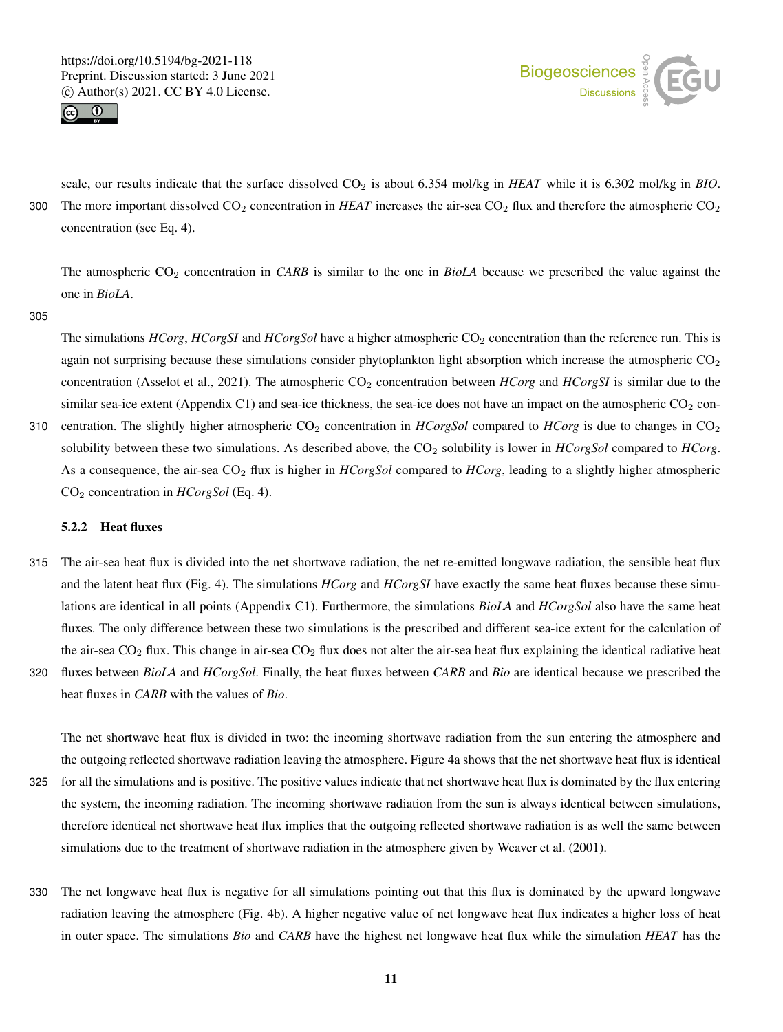scale, our results indicate that the surface dissolved $CO_2$ is about 6.354 mol/kg in *HEAT* while it is 6.302 mol/kg in *BIO*. The more important dissolved $CO_2$ concentration in *HEAT* increases the air-sea $CO_2$ flux and therefore the atmospheric $CO_2$ concentration (see Eq. 4).

The atmospheric $CO_2$ concentration in *CARB* is similar to the one in *BioLA* because we prescribed the value against the one in *BioLA*.

The simulations *HCorg*, *HCorgSI* and *HCorgSol* have a higher atmospheric $CO_2$ concentration than the reference run. This is again not surprising because these simulations consider phytoplankton light absorption which increase the atmospheric $CO_2$ concentration (Asselot et al., 2021). The atmospheric $CO_2$ concentration between *HCorg* and *HCorgSI* is similar due to the similar sea-ice extent (Appendix C1) and sea-ice thickness, the sea-ice does not have an impact on the atmospheric $CO_2$ concentration. The slightly higher atmospheric $CO_2$ concentration in *HCorgSol* compared to *HCorg* is due to changes in $CO_2$ solubility between these two simulations. As described above, the $CO_2$ solubility is lower in *HCorgSol* compared to *HCorg*. As a consequence, the air-sea $CO_2$ flux is higher in *HCorgSol* compared to *HCorg*, leading to a slightly higher atmospheric $CO_2$ concentration in *HCorgSol* (Eq. 4).

### 5.2.2 Heat fluxes

The air-sea heat flux is divided into the net shortwave radiation, the net re-emitted longwave radiation, the sensible heat flux and the latent heat flux (Fig. 4). The simulations *HCorg* and *HCorgSI* have exactly the same heat fluxes because these simulations are identical in all points (Appendix C1). Furthermore, the simulations *BioLA* and *HCorgSol* also have the same heat fluxes. The only difference between these two simulations is the prescribed and different sea-ice extent for the calculation of the air-sea $CO_2$ flux. This change in air-sea $CO_2$ flux does not alter the air-sea heat flux explaining the identical radiative heat fluxes between *BioLA* and *HCorgSol*. Finally, the heat fluxes between *CARB* and *Bio* are identical because we prescribed the heat fluxes in *CARB* with the values of *Bio*.

The net shortwave heat flux is divided in two: the incoming shortwave radiation from the sun entering the atmosphere and the outgoing reflected shortwave radiation leaving the atmosphere. Figure 4a shows that the net shortwave heat flux is identical for all the simulations and is positive. The positive values indicate that net shortwave heat flux is dominated by the flux entering the system, the incoming radiation. The incoming shortwave radiation from the sun is always identical between simulations, therefore identical net shortwave heat flux implies that the outgoing reflected shortwave radiation is as well the same between simulations due to the treatment of shortwave radiation in the atmosphere given by Weaver et al. (2001).

The net longwave heat flux is negative for all simulations pointing out that this flux is dominated by the upward longwave radiation leaving the atmosphere (Fig. 4b). A higher negative value of net longwave heat flux indicates a higher loss of heat in outer space. The simulations *Bio* and *CARB* have the highest net longwave heat flux while the simulation *HEAT* has the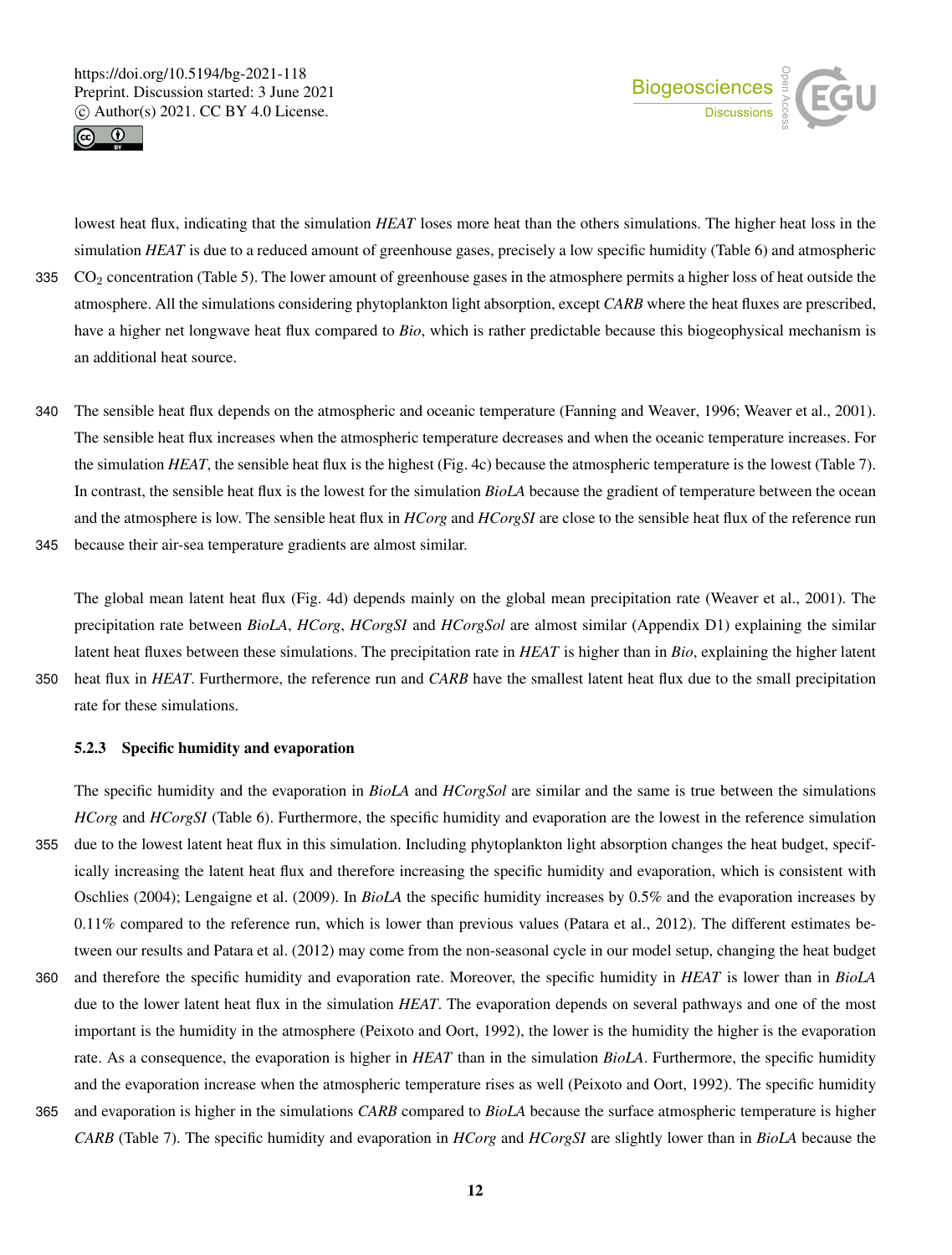lowest heat flux, indicating that the simulation *HEAT* loses more heat than the others simulations. The higher heat loss in the simulation *HEAT* is due to a reduced amount of greenhouse gases, precisely a low specific humidity (Table 6) and atmospheric $CO_2$ concentration (Table 5). The lower amount of greenhouse gases in the atmosphere permits a higher loss of heat outside the atmosphere. All the simulations considering phytoplankton light absorption, except *CARB* where the heat fluxes are prescribed, have a higher net longwave heat flux compared to *Bio*, which is rather predictable because this biogeophysical mechanism is an additional heat source.

The sensible heat flux depends on the atmospheric and oceanic temperature (Fanning and Weaver, 1996; Weaver et al., 2001). The sensible heat flux increases when the atmospheric temperature decreases and when the oceanic temperature increases. For the simulation *HEAT*, the sensible heat flux is the highest (Fig. 4c) because the atmospheric temperature is the lowest (Table 7). In contrast, the sensible heat flux is the lowest for the simulation *BioLA* because the gradient of temperature between the ocean and the atmosphere is low. The sensible heat flux in *HCorg* and *HCorgSI* are close to the sensible heat flux of the reference run because their air-sea temperature gradients are almost similar.

The global mean latent heat flux (Fig. 4d) depends mainly on the global mean precipitation rate (Weaver et al., 2001). The precipitation rate between *BioLA*, *HCorg*, *HCorgSI* and *HCorgSol* are almost similar (Appendix D1) explaining the similar latent heat fluxes between these simulations. The precipitation rate in *HEAT* is higher than in *Bio*, explaining the higher latent heat flux in *HEAT*. Furthermore, the reference run and *CARB* have the smallest latent heat flux due to the small precipitation rate for these simulations.

#### 5.2.3 Specific humidity and evaporation

The specific humidity and the evaporation in *BioLA* and *HCorgSol* are similar and the same is true between the simulations *HCorg* and *HCorgSI* (Table 6). Furthermore, the specific humidity and evaporation are the lowest in the reference simulation due to the lowest latent heat flux in this simulation. Including phytoplankton light absorption changes the heat budget, specifically increasing the latent heat flux and therefore increasing the specific humidity and evaporation, which is consistent with Oschlies (2004); Lengaigne et al. (2009). In *BioLA* the specific humidity increases by 0.5% and the evaporation increases by 0.11% compared to the reference run, which is lower than previous values (Patara et al., 2012). The different estimates between our results and Patara et al. (2012) may come from the non-seasonal cycle in our model setup, changing the heat budget and therefore the specific humidity and evaporation rate. Moreover, the specific humidity in *HEAT* is lower than in *BioLA* due to the lower latent heat flux in the simulation *HEAT*. The evaporation depends on several pathways and one of the most important is the humidity in the atmosphere (Peixoto and Oort, 1992), the lower is the humidity the higher is the evaporation rate. As a consequence, the evaporation is higher in *HEAT* than in the simulation *BioLA*. Furthermore, the specific humidity and the evaporation increase when the atmospheric temperature rises as well (Peixoto and Oort, 1992). The specific humidity and evaporation is higher in the simulations *CARB* compared to *BioLA* because the surface atmospheric temperature is higher *CARB* (Table 7). The specific humidity and evaporation in *HCorg* and *HCorgSI* are slightly lower than in *BioLA* because the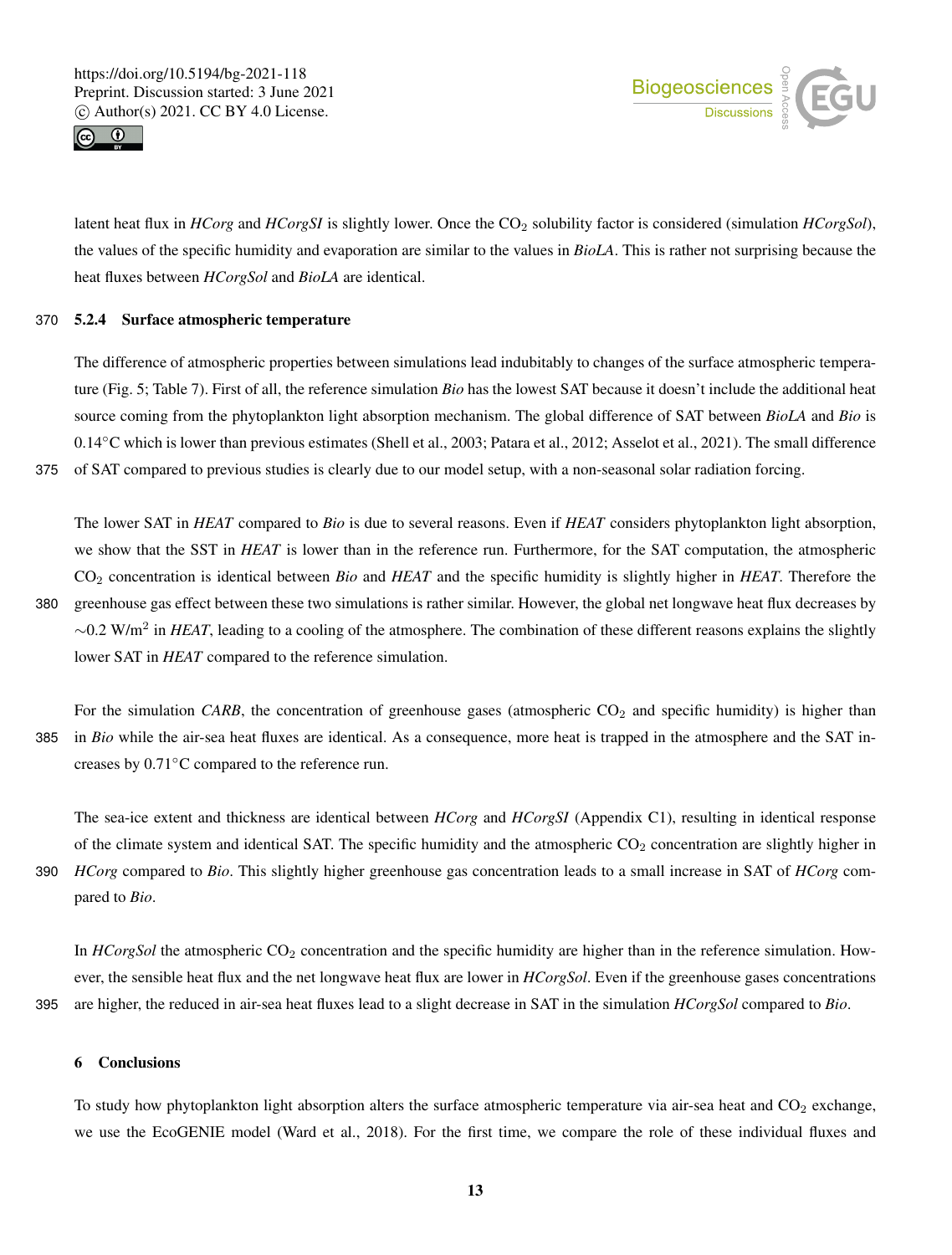latent heat flux in *HCorg* and *HCorgSI* is slightly lower. Once the $CO_2$ solubility factor is considered (simulation *HCorgSol*), the values of the specific humidity and evaporation are similar to the values in *BioLA*. This is rather not surprising because the heat fluxes between *HCorgSol* and *BioLA* are identical.

### 5.2.4 Surface atmospheric temperature

The difference of atmospheric properties between simulations lead indubitably to changes of the surface atmospheric temperature (Fig. 5; Table 7). First of all, the reference simulation *Bio* has the lowest SAT because it doesn't include the additional heat source coming from the phytoplankton light absorption mechanism. The global difference of SAT between *BioLA* and *Bio* is 0.14°C which is lower than previous estimates (Shell et al., 2003; Patara et al., 2012; Asselot et al., 2021). The small difference of SAT compared to previous studies is clearly due to our model setup, with a non-seasonal solar radiation forcing.

The lower SAT in *HEAT* compared to *Bio* is due to several reasons. Even if *HEAT* considers phytoplankton light absorption, we show that the SST in *HEAT* is lower than in the reference run. Furthermore, for the SAT computation, the atmospheric $CO_2$ concentration is identical between *Bio* and *HEAT* and the specific humidity is slightly higher in *HEAT*. Therefore the greenhouse gas effect between these two simulations is rather similar. However, the global net longwave heat flux decreases by $\sim$0.2 W/m$^2$ in *HEAT*, leading to a cooling of the atmosphere. The combination of these different reasons explains the slightly lower SAT in *HEAT* compared to the reference simulation.

For the simulation *CARB*, the concentration of greenhouse gases (atmospheric $CO_2$ and specific humidity) is higher than in *Bio* while the air-sea heat fluxes are identical. As a consequence, more heat is trapped in the atmosphere and the SAT increases by 0.71°C compared to the reference run.

The sea-ice extent and thickness are identical between *HCorg* and *HCorgSI* (Appendix C1), resulting in identical response of the climate system and identical SAT. The specific humidity and the atmospheric $CO_2$ concentration are slightly higher in *HCorg* compared to *Bio*. This slightly higher greenhouse gas concentration leads to a small increase in SAT of *HCorg* compared to *Bio*.

In *HCorgSol* the atmospheric $CO_2$ concentration and the specific humidity are higher than in the reference simulation. However, the sensible heat flux and the net longwave heat flux are lower in *HCorgSol*. Even if the greenhouse gases concentrations are higher, the reduced in air-sea heat fluxes lead to a slight decrease in SAT in the simulation *HCorgSol* compared to *Bio*.

## 6 Conclusions

To study how phytoplankton light absorption alters the surface atmospheric temperature via air-sea heat and $CO_2$ exchange, we use the EcoGENIE model (Ward et al., 2018). For the first time, we compare the role of these individual fluxes and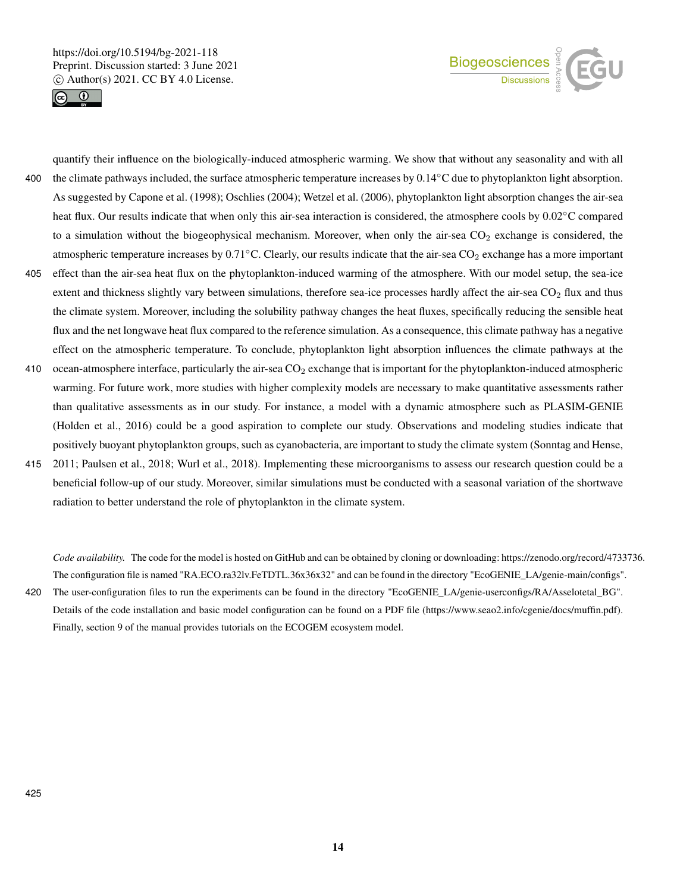quantify their influence on the biologically-induced atmospheric warming. We show that without any seasonality and with all the climate pathways included, the surface atmospheric temperature increases by 0.14°C due to phytoplankton light absorption. As suggested by Capone et al. (1998); Oschlies (2004); Wetzel et al. (2006), phytoplankton light absorption changes the air-sea heat flux. Our results indicate that when only this air-sea interaction is considered, the atmosphere cools by 0.02°C compared to a simulation without the biogeophysical mechanism. Moreover, when only the air-sea $CO_2$ exchange is considered, the atmospheric temperature increases by 0.71°C. Clearly, our results indicate that the air-sea $CO_2$ exchange has a more important effect than the air-sea heat flux on the phytoplankton-induced warming of the atmosphere. With our model setup, the sea-ice extent and thickness slightly vary between simulations, therefore sea-ice processes hardly affect the air-sea $CO_2$ flux and thus the climate system. Moreover, including the solubility pathway changes the heat fluxes, specifically reducing the sensible heat flux and the net longwave heat flux compared to the reference simulation. As a consequence, this climate pathway has a negative effect on the atmospheric temperature. To conclude, phytoplankton light absorption influences the climate pathways at the ocean-atmosphere interface, particularly the air-sea $CO_2$ exchange that is important for the phytoplankton-induced atmospheric warming. For future work, more studies with higher complexity models are necessary to make quantitative assessments rather than qualitative assessments as in our study. For instance, a model with a dynamic atmosphere such as PLASIM-GENIE (Holden et al., 2016) could be a good aspiration to complete our study. Observations and modeling studies indicate that positively buoyant phytoplankton groups, such as cyanobacteria, are important to study the climate system (Sonntag and Hense, 2011; Paulsen et al., 2018; Wurl et al., 2018). Implementing these microorganisms to assess our research question could be a beneficial follow-up of our study. Moreover, similar simulations must be conducted with a seasonal variation of the shortwave radiation to better understand the role of phytoplankton in the climate system.

*Code availability.* The code for the model is hosted on GitHub and can be obtained by cloning or downloading: https://zenodo.org/record/4733736. The configuration file is named "RA.ECO.ra32lv.FeTDTL.36x36x32" and can be found in the directory "EcoGENIE_LA/genie-main/configs". The user-configuration files to run the experiments can be found in the directory "EcoGENIE_LA/genie-userconfigs/RA/Asselotetal_BG". Details of the code installation and basic model configuration can be found on a PDF file (https://www.seao2.info/cgenie/docs/muffin.pdf). Finally, section 9 of the manual provides tutorials on the ECOGEM ecosystem model.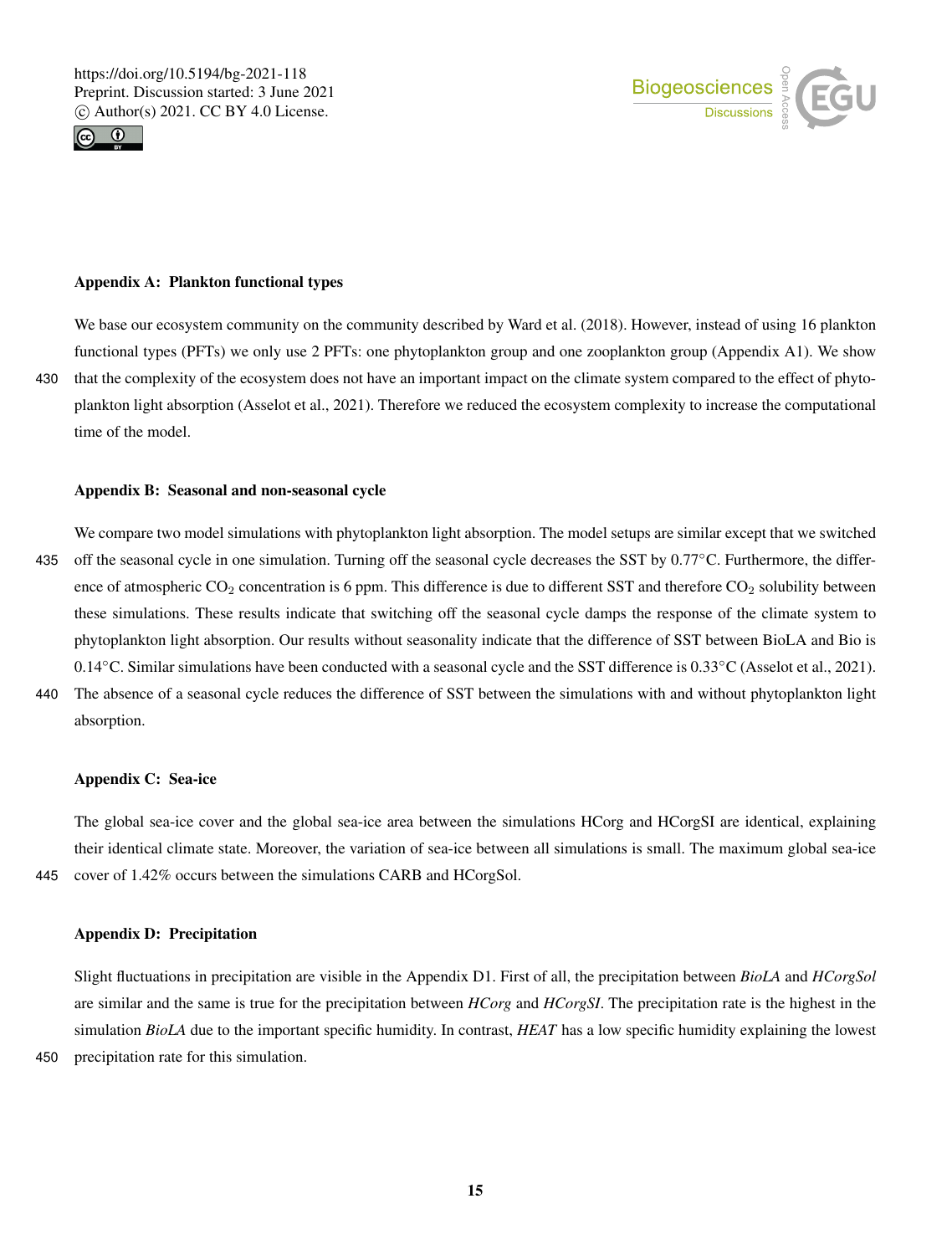## Appendix A: Plankton functional types

We base our ecosystem community on the community described by Ward et al. (2018). However, instead of using 16 plankton functional types (PFTs) we only use 2 PFTs: one phytoplankton group and one zooplankton group (Appendix A1). We show that the complexity of the ecosystem does not have an important impact on the climate system compared to the effect of phytoplankton light absorption (Asselot et al., 2021). Therefore we reduced the ecosystem complexity to increase the computational time of the model.

## Appendix B: Seasonal and non-seasonal cycle

We compare two model simulations with phytoplankton light absorption. The model setups are similar except that we switched off the seasonal cycle in one simulation. Turning off the seasonal cycle decreases the SST by 0.77°C. Furthermore, the difference of atmospheric $CO_2$ concentration is 6 ppm. This difference is due to different SST and therefore $CO_2$ solubility between these simulations. These results indicate that switching off the seasonal cycle damps the response of the climate system to phytoplankton light absorption. Our results without seasonality indicate that the difference of SST between BioLA and Bio is 0.14°C. Similar simulations have been conducted with a seasonal cycle and the SST difference is 0.33°C (Asselot et al., 2021). The absence of a seasonal cycle reduces the difference of SST between the simulations with and without phytoplankton light absorption.

## Appendix C: Sea-ice

The global sea-ice cover and the global sea-ice area between the simulations HCorg and HCorgSI are identical, explaining their identical climate state. Moreover, the variation of sea-ice between all simulations is small. The maximum global sea-ice cover of 1.42% occurs between the simulations CARB and HCorgSol.

## Appendix D: Precipitation

Slight fluctuations in precipitation are visible in the Appendix D1. First of all, the precipitation between *BioLA* and *HCorgSol* are similar and the same is true for the precipitation between *HCorg* and *HCorgSI*. The precipitation rate is the highest in the simulation *BioLA* due to the important specific humidity. In contrast, *HEAT* has a low specific humidity explaining the lowest precipitation rate for this simulation.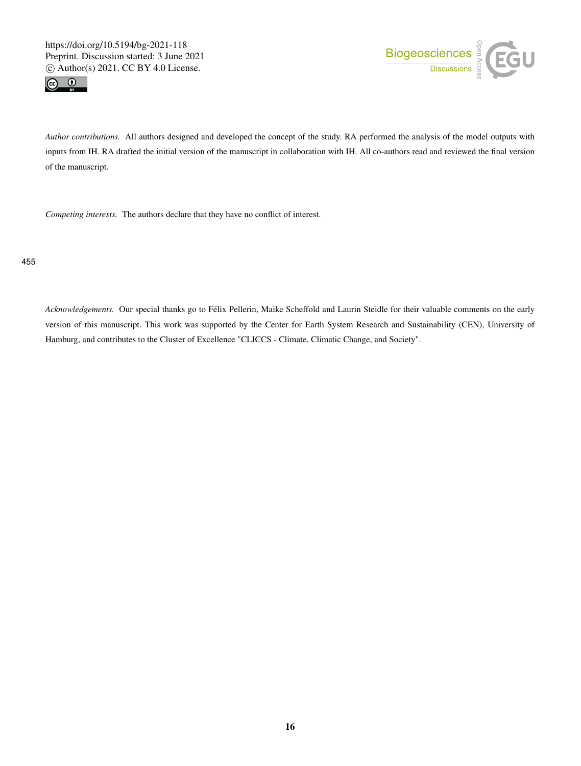*Author contributions.* All authors designed and developed the concept of the study. RA performed the analysis of the model outputs with inputs from IH. RA drafted the initial version of the manuscript in collaboration with IH. All co-authors read and reviewed the final version of the manuscript.

*Competing interests.* The authors declare that they have no conflict of interest.

*Acknowledgements.* Our special thanks go to Félix Pellerin, Maike Scheffold and Laurin Steidle for their valuable comments on the early version of this manuscript. This work was supported by the Center for Earth System Research and Sustainability (CEN), University of Hamburg, and contributes to the Cluster of Excellence "CLICCS - Climate, Climatic Change, and Society".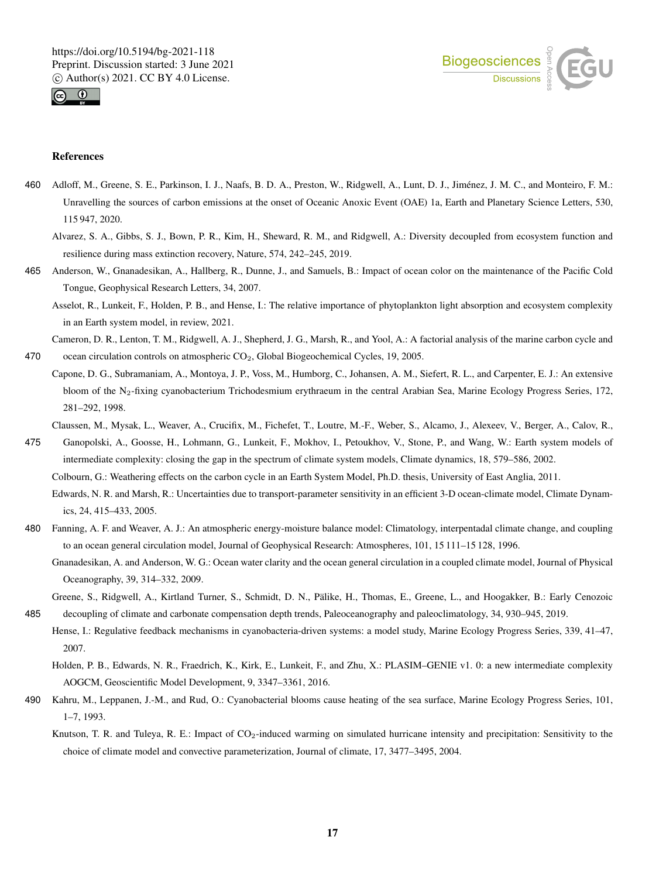## References

Adloff, M., Greene, S. E., Parkinson, I. J., Naafs, B. D. A., Preston, W., Ridgwell, A., Lunt, D. J., Jiménez, J. M. C., and Monteiro, F. M.: Unravelling the sources of carbon emissions at the onset of Oceanic Anoxic Event (OAE) 1a, Earth and Planetary Science Letters, 530, 115 947, 2020.

Alvarez, S. A., Gibbs, S. J., Bown, P. R., Kim, H., Sheward, R. M., and Ridgwell, A.: Diversity decoupled from ecosystem function and resilience during mass extinction recovery, Nature, 574, 242–245, 2019.

Anderson, W., Gnanadesikan, A., Hallberg, R., Dunne, J., and Samuels, B.: Impact of ocean color on the maintenance of the Pacific Cold Tongue, Geophysical Research Letters, 34, 2007.

Asselot, R., Lunkeit, F., Holden, P. B., and Hense, I.: The relative importance of phytoplankton light absorption and ecosystem complexity in an Earth system model, in review, 2021.

Cameron, D. R., Lenton, T. M., Ridgwell, A. J., Shepherd, J. G., Marsh, R., and Yool, A.: A factorial analysis of the marine carbon cycle and ocean circulation controls on atmospheric $CO_2$, Global Biogeochemical Cycles, 19, 2005.

Capone, D. G., Subramaniam, A., Montoya, J. P., Voss, M., Humborg, C., Johansen, A. M., Siefert, R. L., and Carpenter, E. J.: An extensive bloom of the $N_2$-fixing cyanobacterium Trichodesmium erythraeum in the central Arabian Sea, Marine Ecology Progress Series, 172, 281–292, 1998.

Claussen, M., Mysak, L., Weaver, A., Crucifix, M., Fichefet, T., Loutre, M.-F., Weber, S., Alcamo, J., Alexeev, V., Berger, A., Calov, R., Ganopolski, A., Goosse, H., Lohmann, G., Lunkeit, F., Mokhov, I., Petoukhov, V., Stone, P., and Wang, W.: Earth system models of intermediate complexity: closing the gap in the spectrum of climate system models, Climate dynamics, 18, 579–586, 2002.

Colbourn, G.: Weathering effects on the carbon cycle in an Earth System Model, Ph.D. thesis, University of East Anglia, 2011.

Edwards, N. R. and Marsh, R.: Uncertainties due to transport-parameter sensitivity in an efficient 3-D ocean-climate model, Climate Dynamics, 24, 415–433, 2005.

Fanning, A. F. and Weaver, A. J.: An atmospheric energy-moisture balance model: Climatology, interpentadal climate change, and coupling to an ocean general circulation model, Journal of Geophysical Research: Atmospheres, 101, 15 111–15 128, 1996.

Gnanadesikan, A. and Anderson, W. G.: Ocean water clarity and the ocean general circulation in a coupled climate model, Journal of Physical Oceanography, 39, 314–332, 2009.

Greene, S., Ridgwell, A., Kirtland Turner, S., Schmidt, D. N., Pälike, H., Thomas, E., Greene, L., and Hoogakker, B.: Early Cenozoic decoupling of climate and carbonate compensation depth trends, Paleoceanography and paleoclimatology, 34, 930–945, 2019.

Hense, I.: Regulative feedback mechanisms in cyanobacteria-driven systems: a model study, Marine Ecology Progress Series, 339, 41–47, 2007.

Holden, P. B., Edwards, N. R., Fraedrich, K., Kirk, E., Lunkeit, F., and Zhu, X.: PLASIM–GENIE v1. 0: a new intermediate complexity AOGCM, Geoscientific Model Development, 9, 3347–3361, 2016.

Kahru, M., Leppanen, J.-M., and Rud, O.: Cyanobacterial blooms cause heating of the sea surface, Marine Ecology Progress Series, 101, 1–7, 1993.

Knutson, T. R. and Tuleya, R. E.: Impact of $CO_2$-induced warming on simulated hurricane intensity and precipitation: Sensitivity to the choice of climate model and convective parameterization, Journal of climate, 17, 3477–3495, 2004.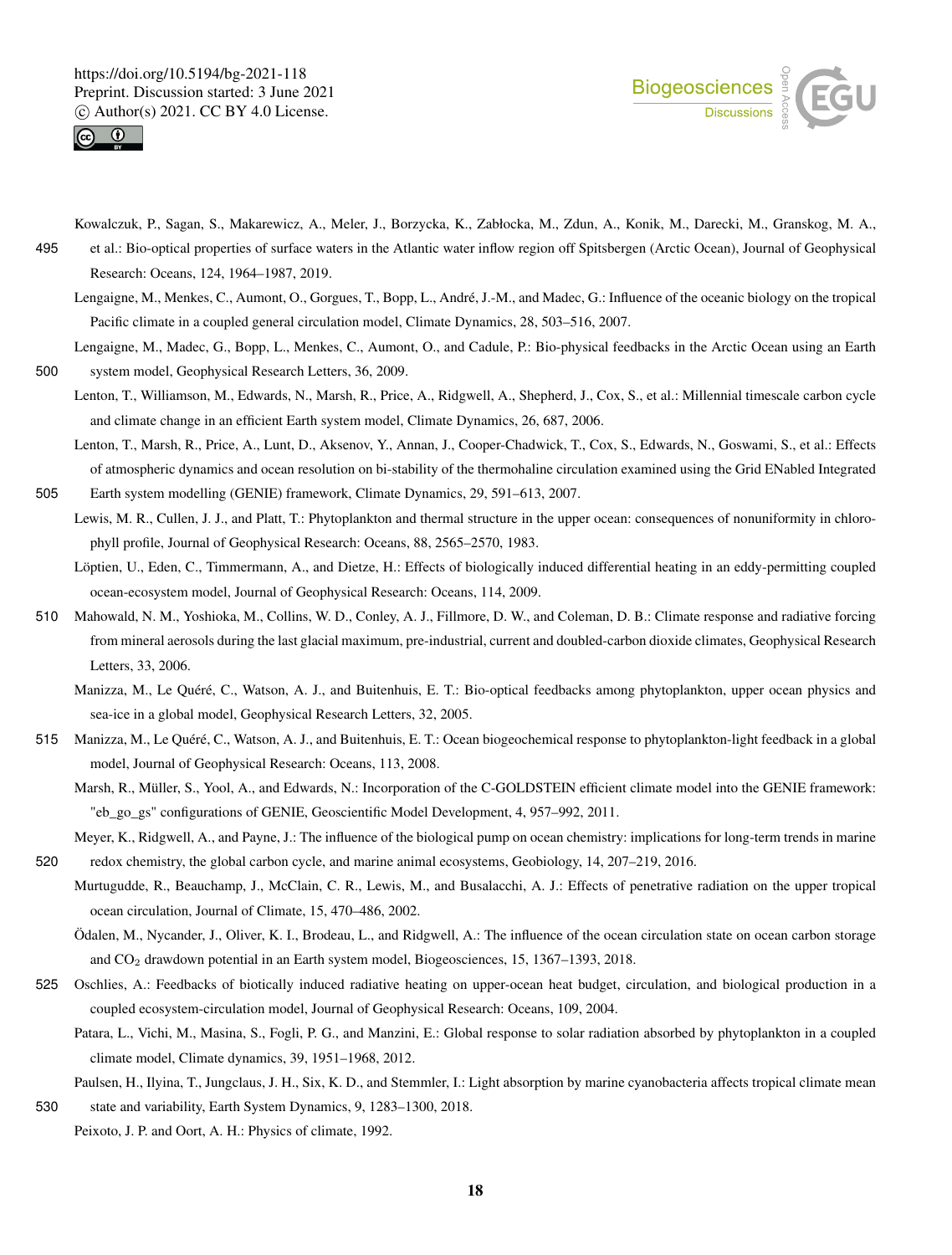Kowalczuk, P., Sagan, S., Makarewicz, A., Meler, J., Borzycka, K., Zabłocka, M., Zdun, A., Konik, M., Darecki, M., Granskog, M. A., et al.: Bio-optical properties of surface waters in the Atlantic water inflow region off Spitsbergen (Arctic Ocean), Journal of Geophysical Research: Oceans, 124, 1964–1987, 2019.

Lengaigne, M., Menkes, C., Aumont, O., Gorgues, T., Bopp, L., André, J.-M., and Madec, G.: Influence of the oceanic biology on the tropical Pacific climate in a coupled general circulation model, Climate Dynamics, 28, 503–516, 2007.

Lengaigne, M., Madec, G., Bopp, L., Menkes, C., Aumont, O., and Cadule, P.: Bio-physical feedbacks in the Arctic Ocean using an Earth system model, Geophysical Research Letters, 36, 2009.

Lenton, T., Williamson, M., Edwards, N., Marsh, R., Price, A., Ridgwell, A., Shepherd, J., Cox, S., et al.: Millennial timescale carbon cycle and climate change in an efficient Earth system model, Climate Dynamics, 26, 687, 2006.

Lenton, T., Marsh, R., Price, A., Lunt, D., Aksenov, Y., Annan, J., Cooper-Chadwick, T., Cox, S., Edwards, N., Goswami, S., et al.: Effects of atmospheric dynamics and ocean resolution on bi-stability of the thermohaline circulation examined using the Grid ENabled Integrated Earth system modelling (GENIE) framework, Climate Dynamics, 29, 591–613, 2007.

Lewis, M. R., Cullen, J. J., and Platt, T.: Phytoplankton and thermal structure in the upper ocean: consequences of nonuniformity in chlorophyll profile, Journal of Geophysical Research: Oceans, 88, 2565–2570, 1983.

Löptien, U., Eden, C., Timmermann, A., and Dietze, H.: Effects of biologically induced differential heating in an eddy-permitting coupled ocean-ecosystem model, Journal of Geophysical Research: Oceans, 114, 2009.

Mahowald, N. M., Yoshioka, M., Collins, W. D., Conley, A. J., Fillmore, D. W., and Coleman, D. B.: Climate response and radiative forcing from mineral aerosols during the last glacial maximum, pre-industrial, current and doubled-carbon dioxide climates, Geophysical Research Letters, 33, 2006.

Manizza, M., Le Quéré, C., Watson, A. J., and Buitenhuis, E. T.: Bio-optical feedbacks among phytoplankton, upper ocean physics and sea-ice in a global model, Geophysical Research Letters, 32, 2005.

Manizza, M., Le Quéré, C., Watson, A. J., and Buitenhuis, E. T.: Ocean biogeochemical response to phytoplankton-light feedback in a global model, Journal of Geophysical Research: Oceans, 113, 2008.

Marsh, R., Müller, S., Yool, A., and Edwards, N.: Incorporation of the C-GOLDSTEIN efficient climate model into the GENIE framework: "eb_go_gs" configurations of GENIE, Geoscientific Model Development, 4, 957–992, 2011.

Meyer, K., Ridgwell, A., and Payne, J.: The influence of the biological pump on ocean chemistry: implications for long-term trends in marine redox chemistry, the global carbon cycle, and marine animal ecosystems, Geobiology, 14, 207–219, 2016.

Murtugudde, R., Beauchamp, J., McClain, C. R., Lewis, M., and Busalacchi, A. J.: Effects of penetrative radiation on the upper tropical ocean circulation, Journal of Climate, 15, 470–486, 2002.

Ödalen, M., Nycander, J., Oliver, K. I., Brodeau, L., and Ridgwell, A.: The influence of the ocean circulation state on ocean carbon storage and $CO_2$ drawdown potential in an Earth system model, Biogeosciences, 15, 1367–1393, 2018.

Oschlies, A.: Feedbacks of biotically induced radiative heating on upper-ocean heat budget, circulation, and biological production in a coupled ecosystem-circulation model, Journal of Geophysical Research: Oceans, 109, 2004.

Patara, L., Vichi, M., Masina, S., Fogli, P. G., and Manzini, E.: Global response to solar radiation absorbed by phytoplankton in a coupled climate model, Climate dynamics, 39, 1951–1968, 2012.

Paulsen, H., Ilyina, T., Jungclaus, J. H., Six, K. D., and Stemmler, I.: Light absorption by marine cyanobacteria affects tropical climate mean state and variability, Earth System Dynamics, 9, 1283–1300, 2018.

Peixoto, J. P. and Oort, A. H.: Physics of climate, 1992.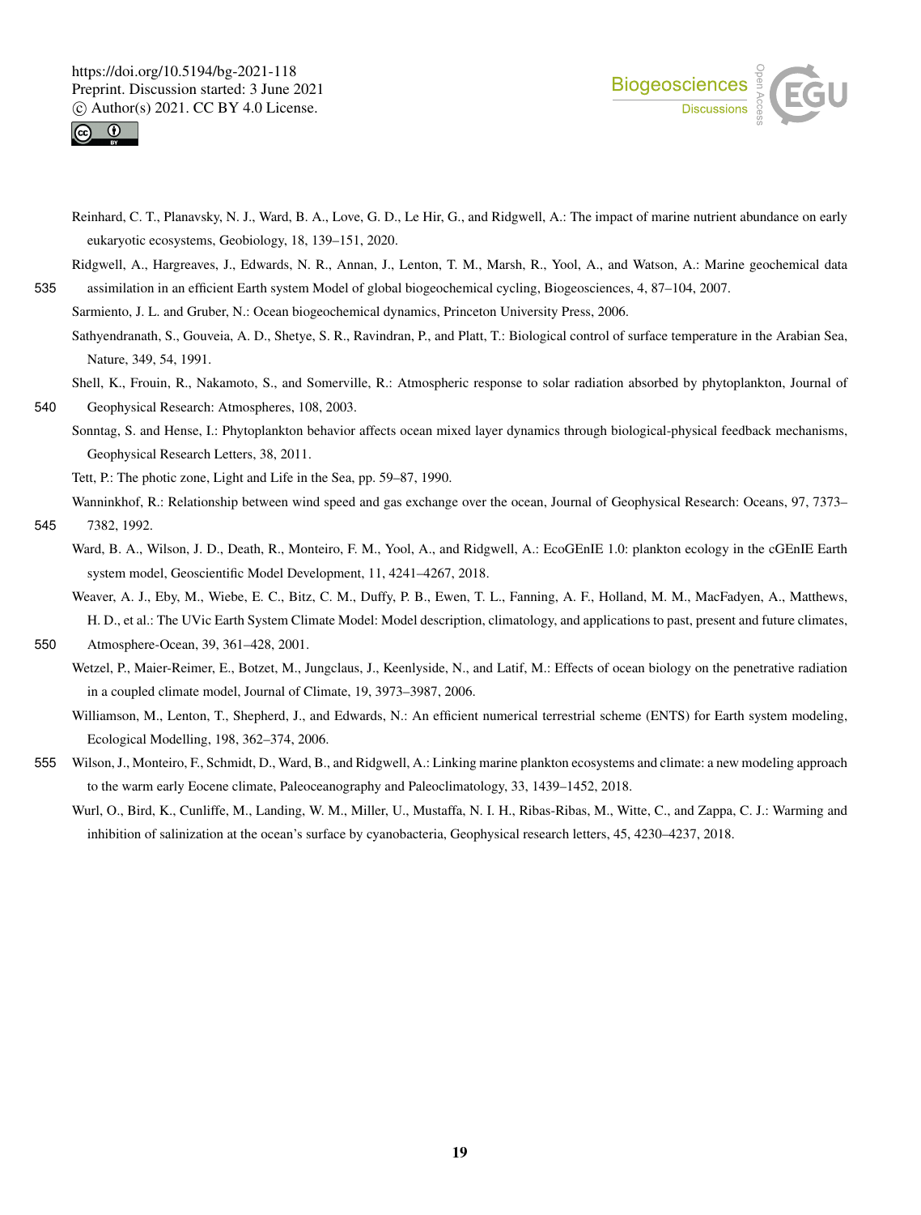Reinhard, C. T., Planavsky, N. J., Ward, B. A., Love, G. D., Le Hir, G., and Ridgwell, A.: The impact of marine nutrient abundance on early eukaryotic ecosystems, Geobiology, 18, 139–151, 2020.

Ridgwell, A., Hargreaves, J., Edwards, N. R., Annan, J., Lenton, T. M., Marsh, R., Yool, A., and Watson, A.: Marine geochemical data assimilation in an efficient Earth system Model of global biogeochemical cycling, Biogeosciences, 4, 87–104, 2007.

Sarmiento, J. L. and Gruber, N.: Ocean biogeochemical dynamics, Princeton University Press, 2006.

Sathyendranath, S., Gouveia, A. D., Shetye, S. R., Ravindran, P., and Platt, T.: Biological control of surface temperature in the Arabian Sea, Nature, 349, 54, 1991.

Shell, K., Frouin, R., Nakamoto, S., and Somerville, R.: Atmospheric response to solar radiation absorbed by phytoplankton, Journal of Geophysical Research: Atmospheres, 108, 2003.

Sonntag, S. and Hense, I.: Phytoplankton behavior affects ocean mixed layer dynamics through biological-physical feedback mechanisms, Geophysical Research Letters, 38, 2011.

Tett, P.: The photic zone, Light and Life in the Sea, pp. 59–87, 1990.

Wanninkhof, R.: Relationship between wind speed and gas exchange over the ocean, Journal of Geophysical Research: Oceans, 97, 7373–7382, 1992.

Ward, B. A., Wilson, J. D., Death, R., Monteiro, F. M., Yool, A., and Ridgwell, A.: EcoGEnIE 1.0: plankton ecology in the cGEnIE Earth system model, Geoscientific Model Development, 11, 4241–4267, 2018.

Weaver, A. J., Eby, M., Wiebe, E. C., Bitz, C. M., Duffy, P. B., Ewen, T. L., Fanning, A. F., Holland, M. M., MacFadyen, A., Matthews, H. D., et al.: The UVic Earth System Climate Model: Model description, climatology, and applications to past, present and future climates, Atmosphere-Ocean, 39, 361–428, 2001.

Wetzel, P., Maier-Reimer, E., Botzet, M., Jungclaus, J., Keenlyside, N., and Latif, M.: Effects of ocean biology on the penetrative radiation in a coupled climate model, Journal of Climate, 19, 3973–3987, 2006.

Williamson, M., Lenton, T., Shepherd, J., and Edwards, N.: An efficient numerical terrestrial scheme (ENTS) for Earth system modeling, Ecological Modelling, 198, 362–374, 2006.

Wilson, J., Monteiro, F., Schmidt, D., Ward, B., and Ridgwell, A.: Linking marine plankton ecosystems and climate: a new modeling approach to the warm early Eocene climate, Paleoceanography and Paleoclimatology, 33, 1439–1452, 2018.

Wurl, O., Bird, K., Cunliffe, M., Landing, W. M., Miller, U., Mustaffa, N. I. H., Ribas-Ribas, M., Witte, C., and Zappa, C. J.: Warming and inhibition of salinization at the ocean's surface by cyanobacteria, Geophysical research letters, 45, 4230–4237, 2018.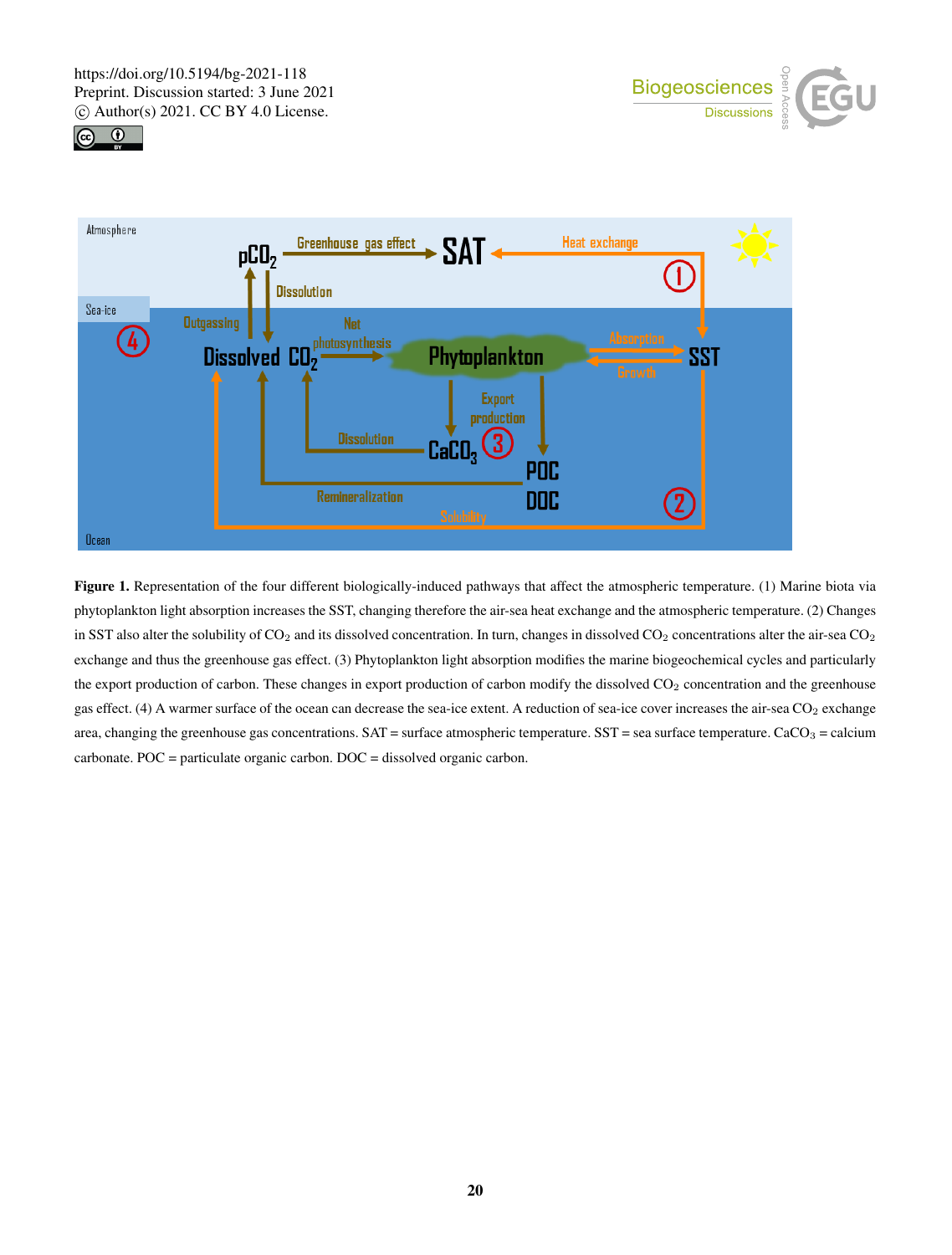Atmosphere

pCO$_2$

Greenhouse gas effect

SAT

Heat exchange

1

Dissolution

Sea-ice

Outgassing

4

Net photosynthesis

Dissolved CO$_2$

Phytoplankton

Absorption

Growth

SST

Export production

Dissolution

CaCO$_3$

3

POC

DOC

Remineralization

Solubility

2

Ocean

**Figure 1.** Representation of the four different biologically-induced pathways that affect the atmospheric temperature. (1) Marine biota via phytoplankton light absorption increases the SST, changing therefore the air-sea heat exchange and the atmospheric temperature. (2) Changes in SST also alter the solubility of $CO_2$ and its dissolved concentration. In turn, changes in dissolved $CO_2$ concentrations alter the air-sea $CO_2$ exchange and thus the greenhouse gas effect. (3) Phytoplankton light absorption modifies the marine biogeochemical cycles and particularly the export production of carbon. These changes in export production of carbon modify the dissolved $CO_2$ concentration and the greenhouse gas effect. (4) A warmer surface of the ocean can decrease the sea-ice extent. A reduction of sea-ice cover increases the air-sea $CO_2$ exchange area, changing the greenhouse gas concentrations. SAT = surface atmospheric temperature. SST = sea surface temperature. $CaCO_3$ = calcium carbonate. POC = particulate organic carbon. DOC = dissolved organic carbon.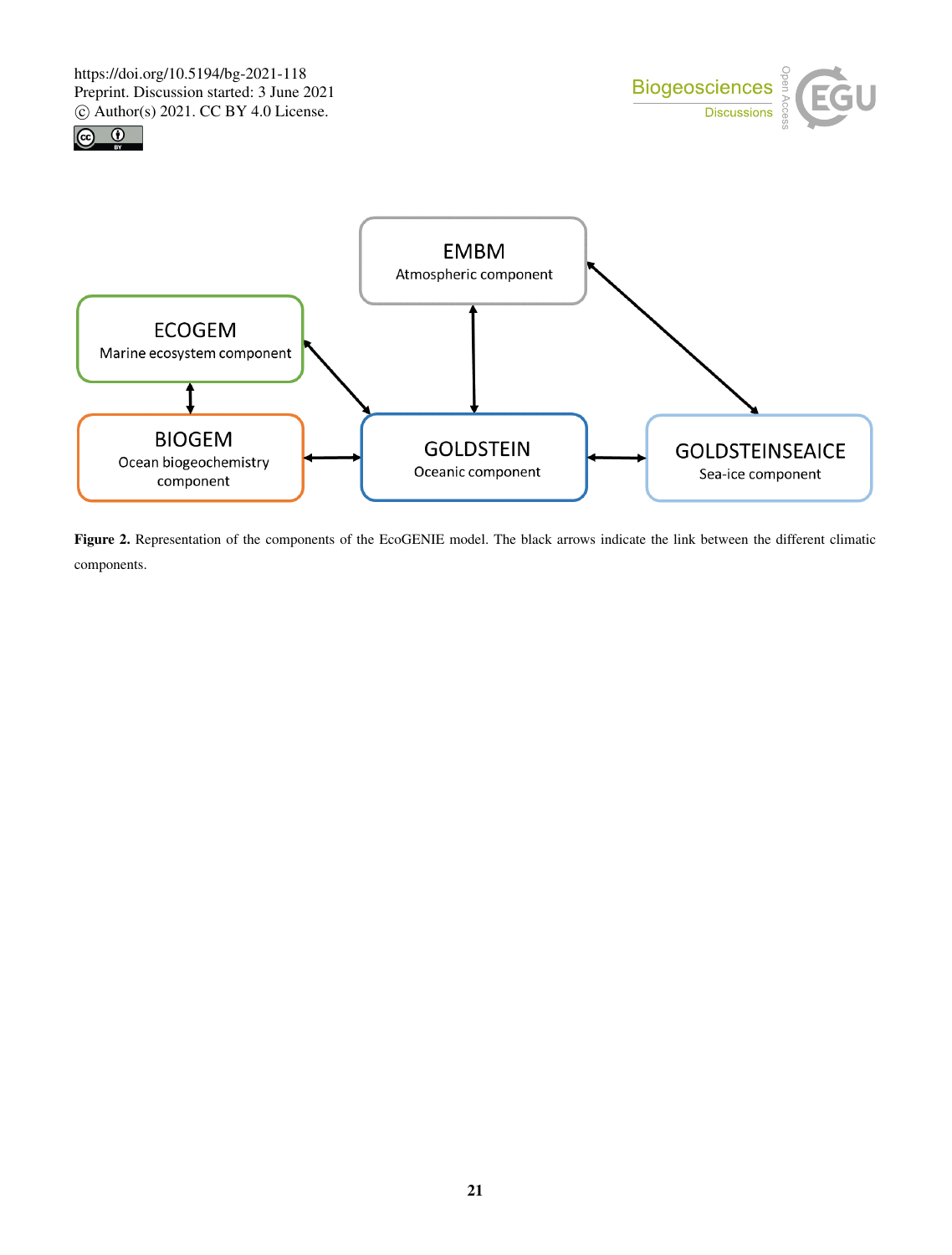EMBM

Atmospheric component

ECOGEM

Marine ecosystem component

BIOGEM

Ocean biogeochemistry component

GOLDSTEIN

Oceanic component

GOLDSTEINSEAICE

Sea-ice component

**Figure 2.** Representation of the components of the EcoGENIE model. The black arrows indicate the link between the different climatic components.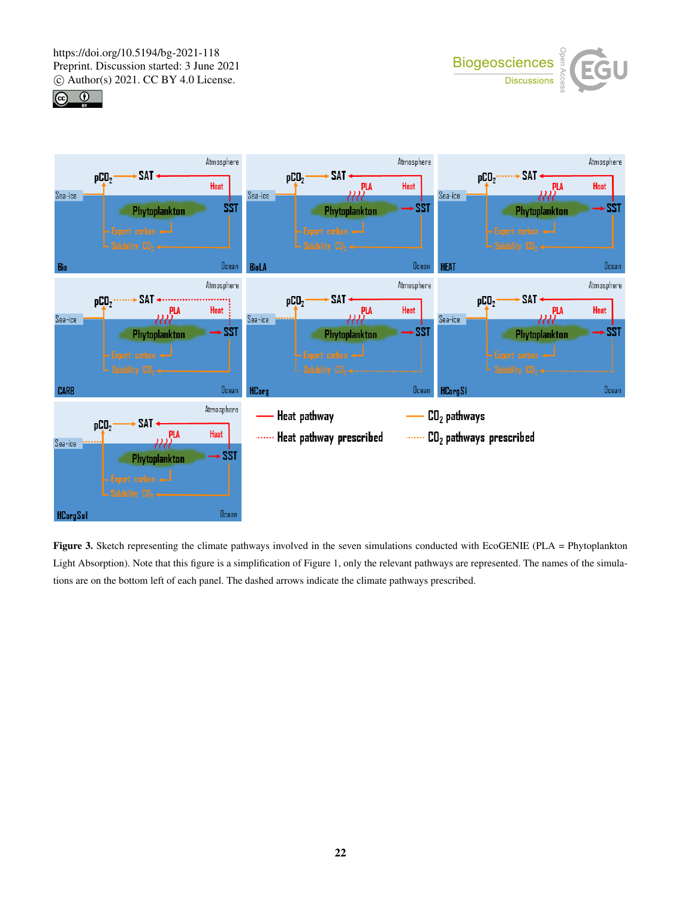**Figure 3.** Sketch representing the climate pathways involved in the seven simulations conducted with EcoGENIE (PLA = Phytoplankton Light Absorption). Note that this figure is a simplification of Figure 1, only the relevant pathways are represented. The names of the simulations are on the bottom left of each panel. The dashed arrows indicate the climate pathways prescribed.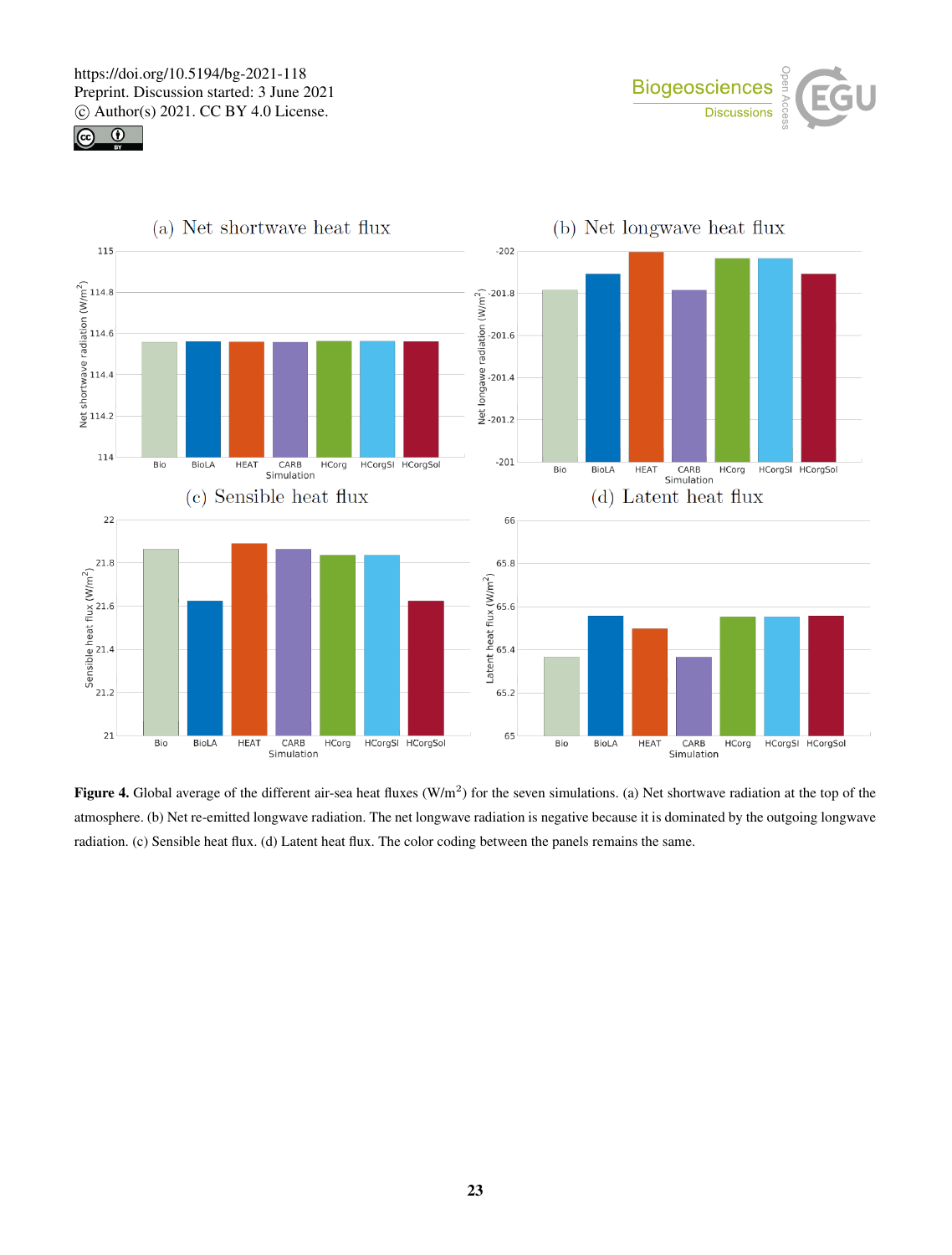**Figure 4.** Global average of the different air-sea heat fluxes (W/m$^2$) for the seven simulations. (a) Net shortwave radiation at the top of the atmosphere. (b) Net re-emitted longwave radiation. The net longwave radiation is negative because it is dominated by the outgoing longwave radiation. (c) Sensible heat flux. (d) Latent heat flux. The color coding between the panels remains the same.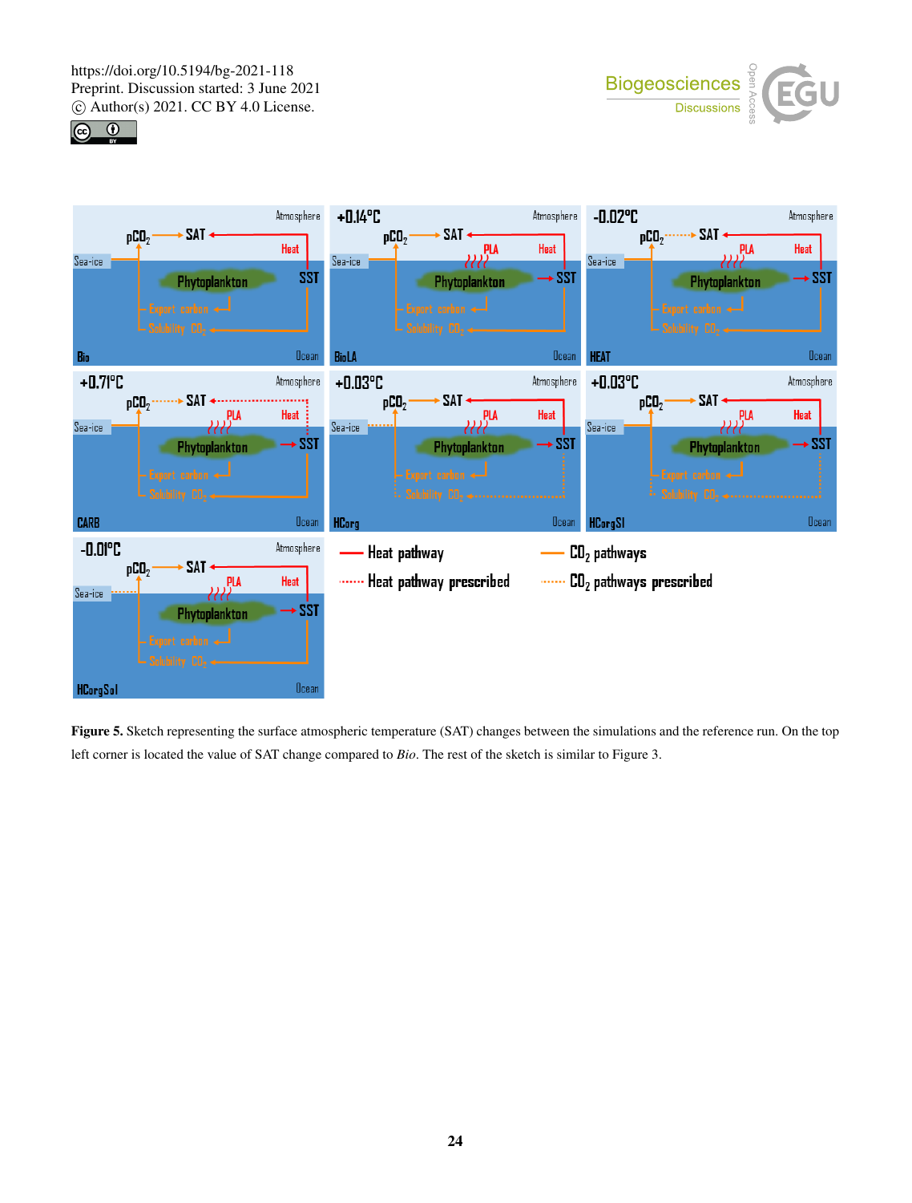Bio

+0.14°C
BioLA

-0.02°C
HEAT

+0.71°C
CARB

+0.03°C
HCorg

+0.03°C
HCorgSI

-0.01°C
HCorgSol

Atmosphere
$pCO_2$
SAT
Heat
PLA
Sea-ice
Phytoplankton
SST
Export carbon
Solubility $CO_2$
Ocean

Heat pathway
Heat pathway prescribed
$CO_2$ pathways
$CO_2$ pathways prescribed

**Figure 5.** Sketch representing the surface atmospheric temperature (SAT) changes between the simulations and the reference run. On the top left corner is located the value of SAT change compared to *Bio*. The rest of the sketch is similar to Figure 3.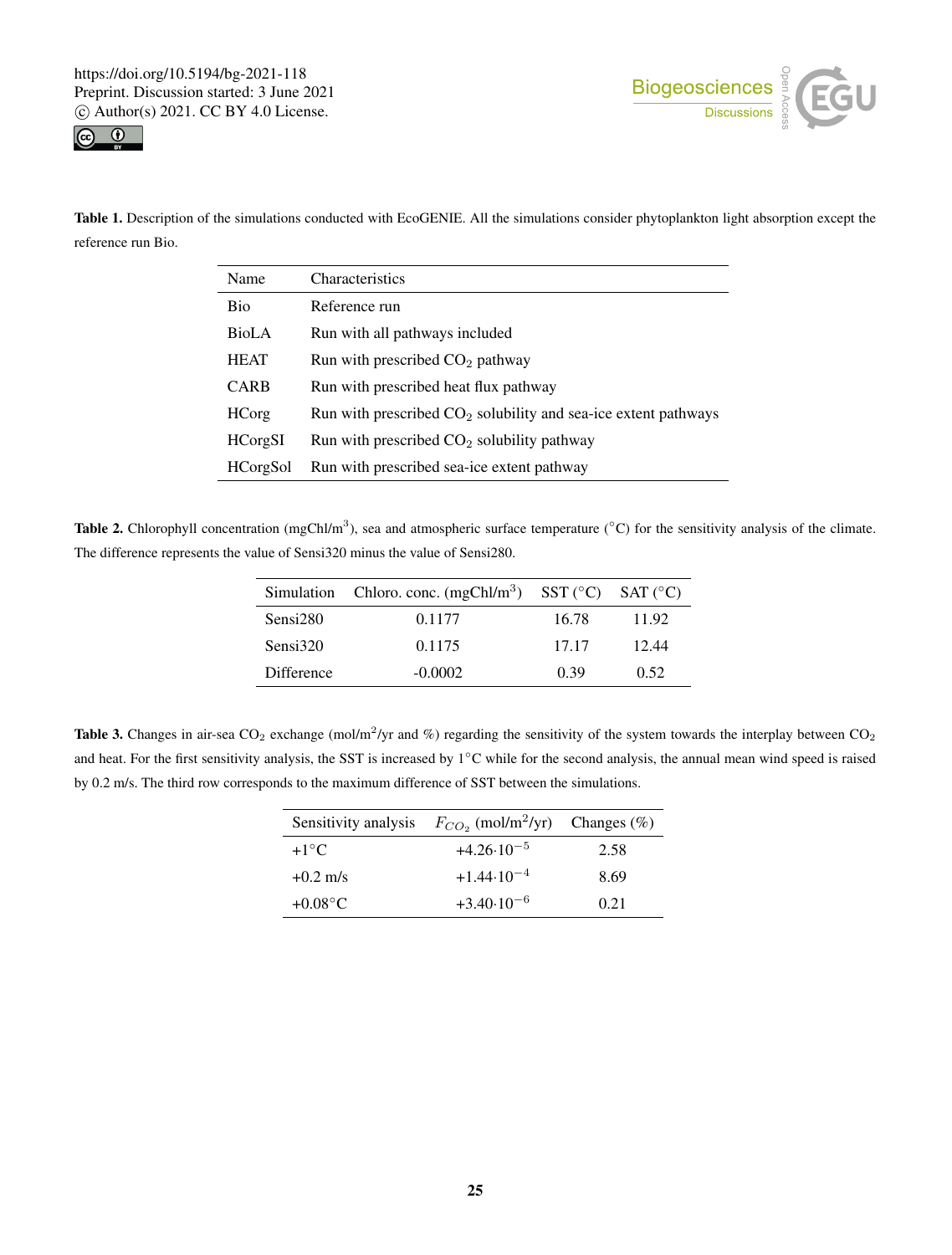**Table 1.** Description of the simulations conducted with EcoGENIE. All the simulations consider phytoplankton light absorption except the reference run Bio.

| Name | Characteristics |
|---|---|
| Bio | Reference run |
| BioLA | Run with all pathways included |
| HEAT | Run with prescribed $CO_2$ pathway |
| CARB | Run with prescribed heat flux pathway |
| HCorg | Run with prescribed $CO_2$ solubility and sea-ice extent pathways |
| HCorgSI | Run with prescribed $CO_2$ solubility pathway |
| HCorgSol | Run with prescribed sea-ice extent pathway |

**Table 2.** Chlorophyll concentration (mgChl/m$^3$), sea and atmospheric surface temperature (°C) for the sensitivity analysis of the climate. The difference represents the value of Sensi320 minus the value of Sensi280.

| Simulation | Chloro. conc. (mgChl/m$^3$) | SST (°C) | SAT (°C) |
|---|---|---|---|
| Sensi280 | 0.1177 | 16.78 | 11.92 |
| Sensi320 | 0.1175 | 17.17 | 12.44 |
| Difference | -0.0002 | 0.39 | 0.52 |

**Table 3.** Changes in air-sea $CO_2$ exchange (mol/m$^2$/yr and %) regarding the sensitivity of the system towards the interplay between $CO_2$ and heat. For the first sensitivity analysis, the SST is increased by 1°C while for the second analysis, the annual mean wind speed is raised by 0.2 m/s. The third row corresponds to the maximum difference of SST between the simulations.

| Sensitivity analysis | $F_{CO_2}$ (mol/m$^2$/yr) | Changes (%) |
|---|---|---|
| +1°C | $+4.26 \cdot 10^{-5}$ | 2.58 |
| +0.2 m/s | $+1.44 \cdot 10^{-4}$ | 8.69 |
| +0.08°C | $+3.40 \cdot 10^{-6}$ | 0.21 |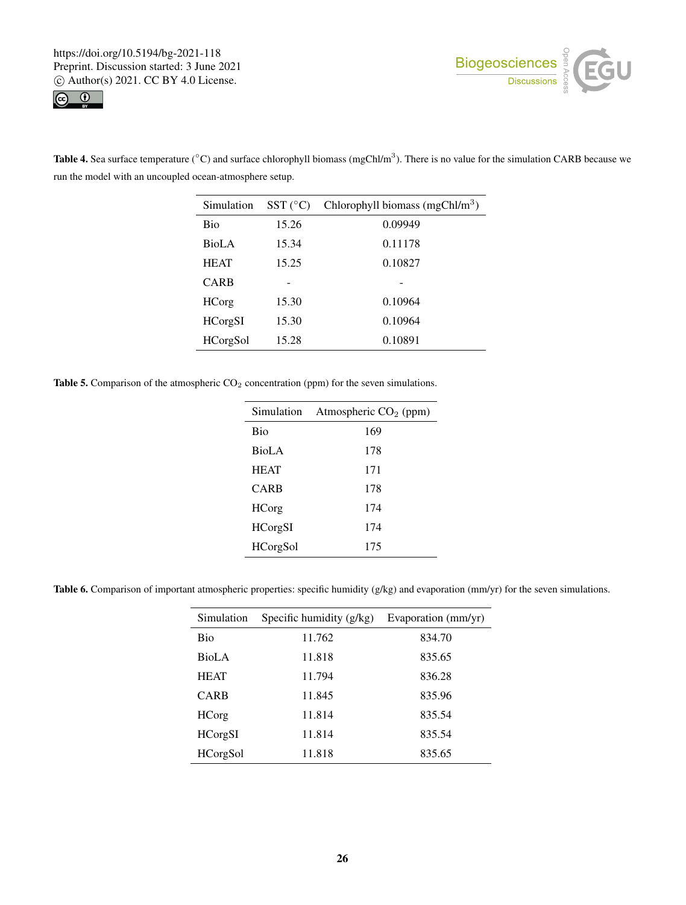**Table 4.** Sea surface temperature (°C) and surface chlorophyll biomass (mgChl/m$^3$). There is no value for the simulation CARB because we run the model with an uncoupled ocean-atmosphere setup.

| Simulation | SST (°C) | Chlorophyll biomass (mgChl/m$^3$) |
|---|---|---|
| Bio | 15.26 | 0.09949 |
| BioLA | 15.34 | 0.11178 |
| HEAT | 15.25 | 0.10827 |
| CARB | - | - |
| HCorg | 15.30 | 0.10964 |
| HCorgSI | 15.30 | 0.10964 |
| HCorgSol | 15.28 | 0.10891 |

**Table 5.** Comparison of the atmospheric $CO_2$ concentration (ppm) for the seven simulations.

| Simulation | Atmospheric $CO_2$ (ppm) |
|---|---|
| Bio | 169 |
| BioLA | 178 |
| HEAT | 171 |
| CARB | 178 |
| HCorg | 174 |
| HCorgSI | 174 |
| HCorgSol | 175 |

**Table 6.** Comparison of important atmospheric properties: specific humidity (g/kg) and evaporation (mm/yr) for the seven simulations.

| Simulation | Specific humidity (g/kg) | Evaporation (mm/yr) |
|---|---|---|
| Bio | 11.762 | 834.70 |
| BioLA | 11.818 | 835.65 |
| HEAT | 11.794 | 836.28 |
| CARB | 11.845 | 835.96 |
| HCorg | 11.814 | 835.54 |
| HCorgSI | 11.814 | 835.54 |
| HCorgSol | 11.818 | 835.65 |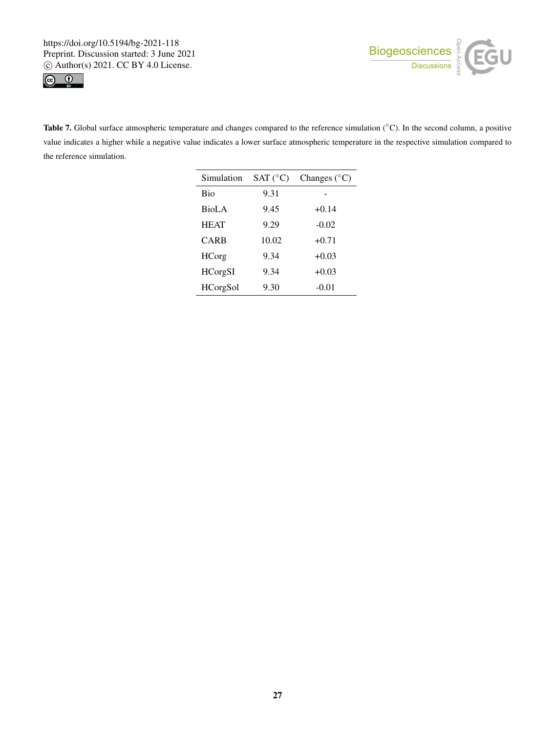**Table 7.** Global surface atmospheric temperature and changes compared to the reference simulation (°C). In the second column, a positive value indicates a higher while a negative value indicates a lower surface atmospheric temperature in the respective simulation compared to the reference simulation.

| Simulation | SAT (°C) | Changes (°C) |
|---|---|---|
| Bio | 9.31 | - |
| BioLA | 9.45 | +0.14 |
| HEAT | 9.29 | -0.02 |
| CARB | 10.02 | +0.71 |
| HCorg | 9.34 | +0.03 |
| HCorgSI | 9.34 | +0.03 |
| HCorgSol | 9.30 | -0.01 |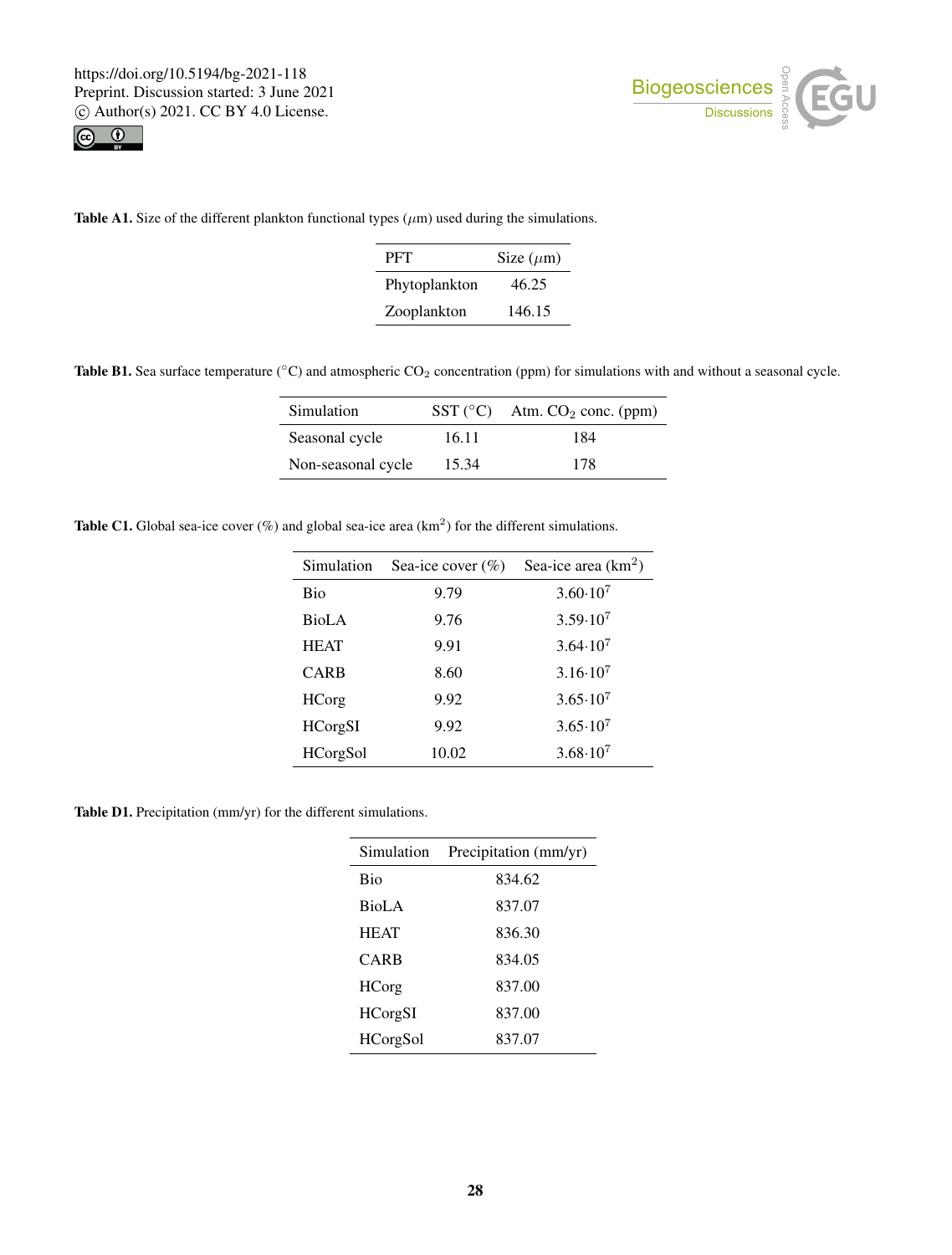**Table A1.** Size of the different plankton functional types ($\mu$m) used during the simulations.

| PFT | Size ($\mu$m) |
|---|---|
| Phytoplankton | 46.25 |
| Zooplankton | 146.15 |

**Table B1.** Sea surface temperature (°C) and atmospheric $CO_2$ concentration (ppm) for simulations with and without a seasonal cycle.

| Simulation | SST (°C) | Atm. $CO_2$ conc. (ppm) |
|---|---|---|
| Seasonal cycle | 16.11 | 184 |
| Non-seasonal cycle | 15.34 | 178 |

**Table C1.** Global sea-ice cover (%) and global sea-ice area (km$^2$) for the different simulations.

| Simulation | Sea-ice cover (%) | Sea-ice area (km$^2$) |
|---|---|---|
| Bio | 9.79 | $3.60 \cdot 10^7$ |
| BioLA | 9.76 | $3.59 \cdot 10^7$ |
| HEAT | 9.91 | $3.64 \cdot 10^7$ |
| CARB | 8.60 | $3.16 \cdot 10^7$ |
| HCorg | 9.92 | $3.65 \cdot 10^7$ |
| HCorgSI | 9.92 | $3.65 \cdot 10^7$ |
| HCorgSol | 10.02 | $3.68 \cdot 10^7$ |

**Table D1.** Precipitation (mm/yr) for the different simulations.

| Simulation | Precipitation (mm/yr) |
|---|---|
| Bio | 834.62 |
| BioLA | 837.07 |
| HEAT | 836.30 |
| CARB | 834.05 |
| HCorg | 837.00 |
| HCorgSI | 837.00 |
| HCorgSol | 837.07 |